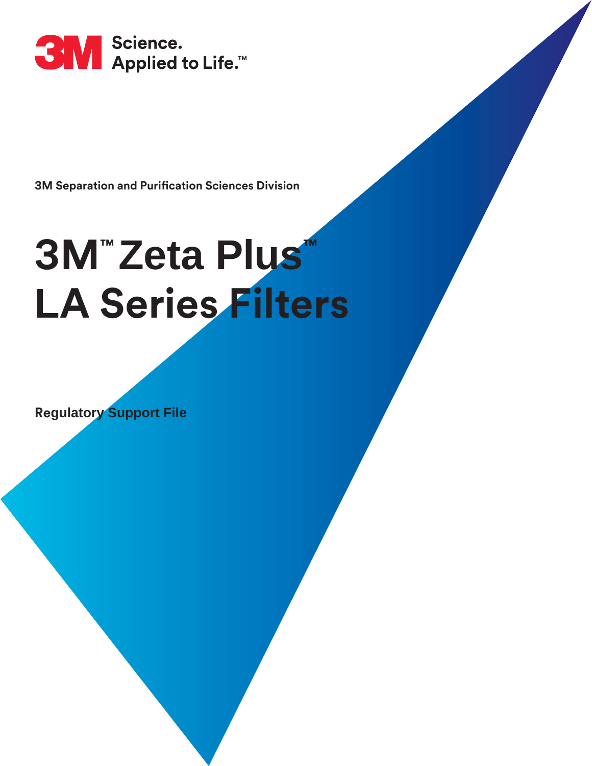3M Science. Applied to Life.™

3M Separation and Purification Sciences Division

# 3M™ Zeta Plus™ LA Series Filters

Regulatory Support File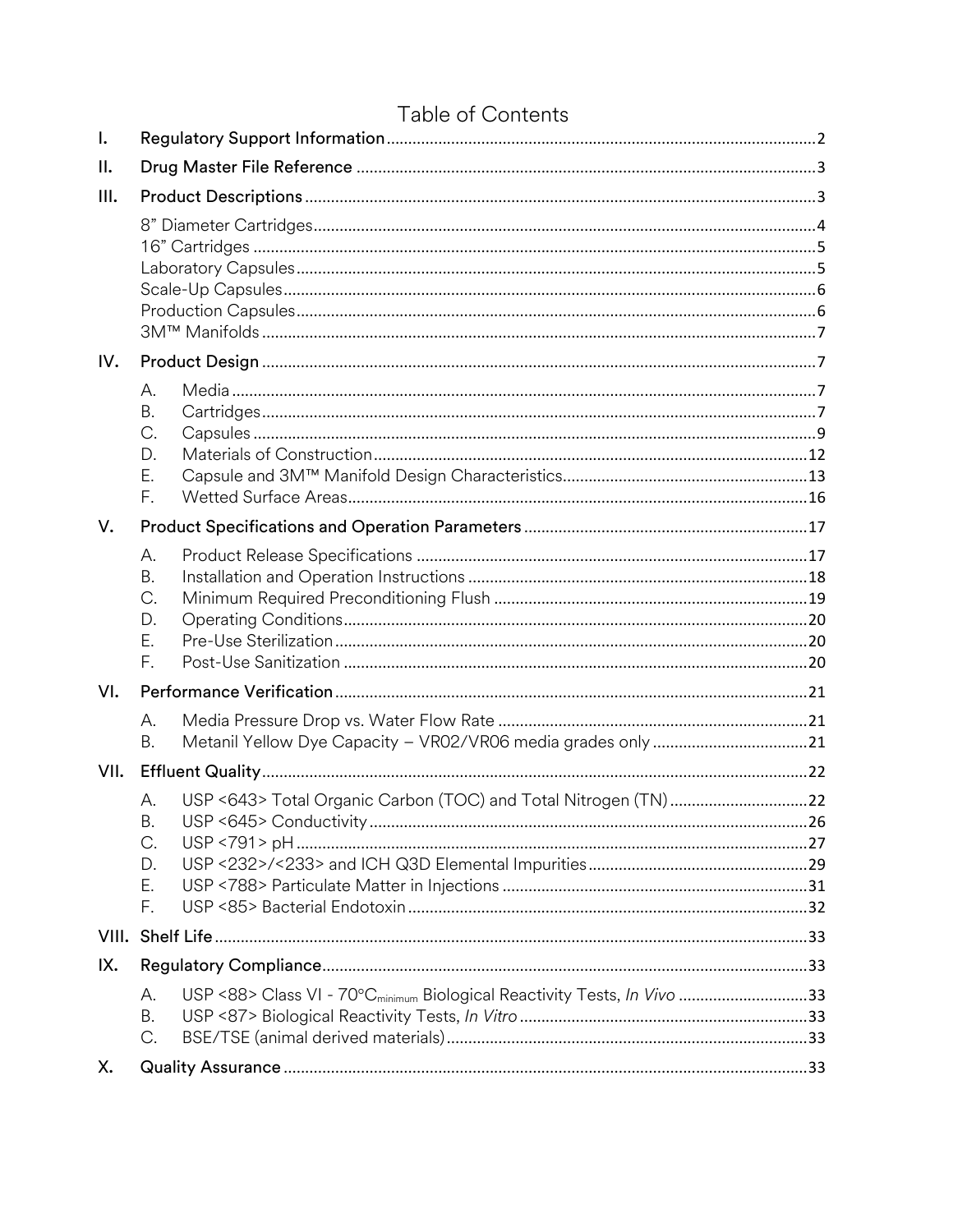# Table of Contents

| | | Page |
|---|---|---|
| I. | Regulatory Support Information | 2 |
| II. | Drug Master File Reference | 3 |
| III. | Product Descriptions | 3 |
| | 8" Diameter Cartridges | 4 |
| | 16" Cartridges | 5 |
| | Laboratory Capsules | 5 |
| | Scale-Up Capsules | 6 |
| | Production Capsules | 6 |
| | 3M™ Manifolds | 7 |
| IV. | Product Design | 7 |
| | A. Media | 7 |
| | B. Cartridges | 7 |
| | C. Capsules | 9 |
| | D. Materials of Construction | 12 |
| | E. Capsule and 3M™ Manifold Design Characteristics | 13 |
| | F. Wetted Surface Areas | 16 |
| V. | Product Specifications and Operation Parameters | 17 |
| | A. Product Release Specifications | 17 |
| | B. Installation and Operation Instructions | 18 |
| | C. Minimum Required Preconditioning Flush | 19 |
| | D. Operating Conditions | 20 |
| | E. Pre-Use Sterilization | 20 |
| | F. Post-Use Sanitization | 20 |
| VI. | Performance Verification | 21 |
| | A. Media Pressure Drop vs. Water Flow Rate | 21 |
| | B. Metanil Yellow Dye Capacity – VR02/VR06 media grades only | 21 |
| VII. | Effluent Quality | 22 |
| | A. USP <643> Total Organic Carbon (TOC) and Total Nitrogen (TN) | 22 |
| | B. USP <645> Conductivity | 26 |
| | C. USP <791> pH | 27 |
| | D. USP <232>/<233> and ICH Q3D Elemental Impurities | 29 |
| | E. USP <788> Particulate Matter in Injections | 31 |
| | F. USP <85> Bacterial Endotoxin | 32 |
| VIII. | Shelf Life | 33 |
| IX. | Regulatory Compliance | 33 |
| | A. USP <88> Class VI - 70°C$_{minimum}$ Biological Reactivity Tests, *In Vivo* | 33 |
| | B. USP <87> Biological Reactivity Tests, *In Vitro* | 33 |
| | C. BSE/TSE (animal derived materials) | 33 |
| X. | Quality Assurance | 33 |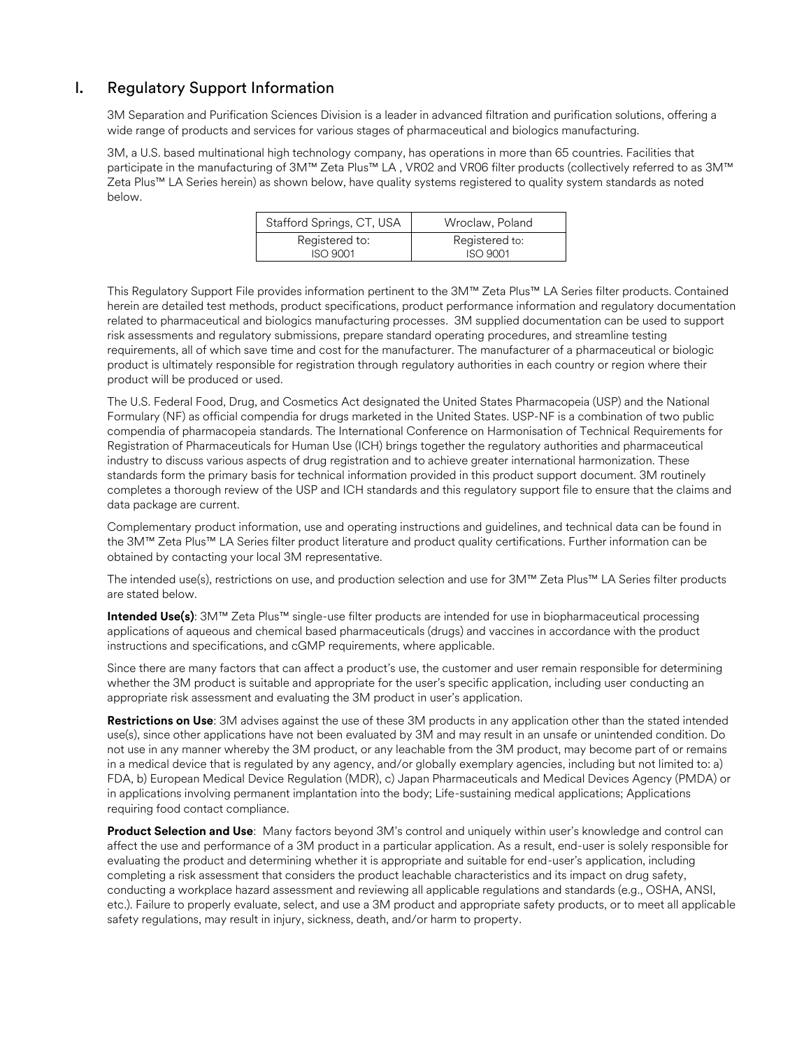## I. Regulatory Support Information

3M Separation and Purification Sciences Division is a leader in advanced filtration and purification solutions, offering a wide range of products and services for various stages of pharmaceutical and biologics manufacturing.

3M, a U.S. based multinational high technology company, has operations in more than 65 countries. Facilities that participate in the manufacturing of 3M™ Zeta Plus™ LA , VR02 and VR06 filter products (collectively referred to as 3M™ Zeta Plus™ LA Series herein) as shown below, have quality systems registered to quality system standards as noted below.

| Stafford Springs, CT, USA | Wroclaw, Poland |
|---|---|
| Registered to: ISO 9001 | Registered to: ISO 9001 |

This Regulatory Support File provides information pertinent to the 3M™ Zeta Plus™ LA Series filter products. Contained herein are detailed test methods, product specifications, product performance information and regulatory documentation related to pharmaceutical and biologics manufacturing processes. 3M supplied documentation can be used to support risk assessments and regulatory submissions, prepare standard operating procedures, and streamline testing requirements, all of which save time and cost for the manufacturer. The manufacturer of a pharmaceutical or biologic product is ultimately responsible for registration through regulatory authorities in each country or region where their product will be produced or used.

The U.S. Federal Food, Drug, and Cosmetics Act designated the United States Pharmacopeia (USP) and the National Formulary (NF) as official compendia for drugs marketed in the United States. USP-NF is a combination of two public compendia of pharmacopeia standards. The International Conference on Harmonisation of Technical Requirements for Registration of Pharmaceuticals for Human Use (ICH) brings together the regulatory authorities and pharmaceutical industry to discuss various aspects of drug registration and to achieve greater international harmonization. These standards form the primary basis for technical information provided in this product support document. 3M routinely completes a thorough review of the USP and ICH standards and this regulatory support file to ensure that the claims and data package are current.

Complementary product information, use and operating instructions and guidelines, and technical data can be found in the 3M™ Zeta Plus™ LA Series filter product literature and product quality certifications. Further information can be obtained by contacting your local 3M representative.

The intended use(s), restrictions on use, and production selection and use for 3M™ Zeta Plus™ LA Series filter products are stated below.

**Intended Use(s)**: 3M™ Zeta Plus™ single-use filter products are intended for use in biopharmaceutical processing applications of aqueous and chemical based pharmaceuticals (drugs) and vaccines in accordance with the product instructions and specifications, and cGMP requirements, where applicable.

Since there are many factors that can affect a product's use, the customer and user remain responsible for determining whether the 3M product is suitable and appropriate for the user's specific application, including user conducting an appropriate risk assessment and evaluating the 3M product in user's application.

**Restrictions on Use**: 3M advises against the use of these 3M products in any application other than the stated intended use(s), since other applications have not been evaluated by 3M and may result in an unsafe or unintended condition. Do not use in any manner whereby the 3M product, or any leachable from the 3M product, may become part of or remains in a medical device that is regulated by any agency, and/or globally exemplary agencies, including but not limited to: a) FDA, b) European Medical Device Regulation (MDR), c) Japan Pharmaceuticals and Medical Devices Agency (PMDA) or in applications involving permanent implantation into the body; Life-sustaining medical applications; Applications requiring food contact compliance.

**Product Selection and Use**: Many factors beyond 3M's control and uniquely within user's knowledge and control can affect the use and performance of a 3M product in a particular application. As a result, end-user is solely responsible for evaluating the product and determining whether it is appropriate and suitable for end-user's application, including completing a risk assessment that considers the product leachable characteristics and its impact on drug safety, conducting a workplace hazard assessment and reviewing all applicable regulations and standards (e.g., OSHA, ANSI, etc.). Failure to properly evaluate, select, and use a 3M product and appropriate safety products, or to meet all applicable safety regulations, may result in injury, sickness, death, and/or harm to property.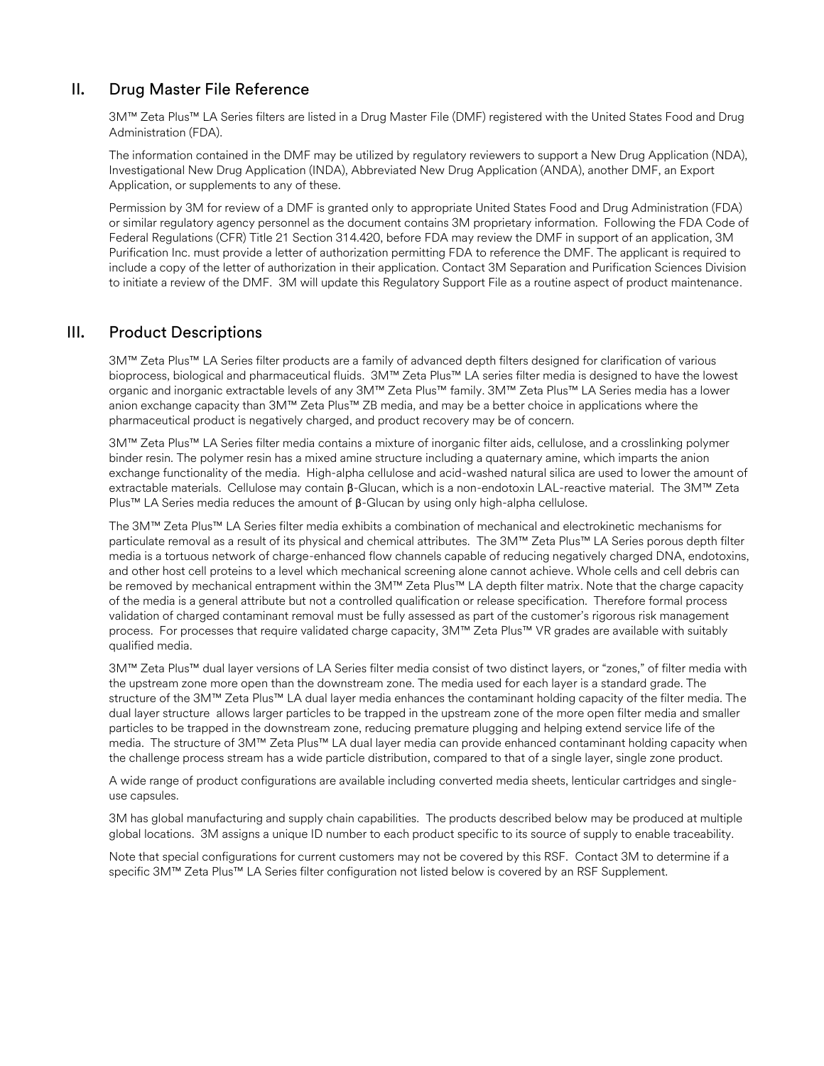## II. Drug Master File Reference

3M™ Zeta Plus™ LA Series filters are listed in a Drug Master File (DMF) registered with the United States Food and Drug Administration (FDA).

The information contained in the DMF may be utilized by regulatory reviewers to support a New Drug Application (NDA), Investigational New Drug Application (INDA), Abbreviated New Drug Application (ANDA), another DMF, an Export Application, or supplements to any of these.

Permission by 3M for review of a DMF is granted only to appropriate United States Food and Drug Administration (FDA) or similar regulatory agency personnel as the document contains 3M proprietary information. Following the FDA Code of Federal Regulations (CFR) Title 21 Section 314.420, before FDA may review the DMF in support of an application, 3M Purification Inc. must provide a letter of authorization permitting FDA to reference the DMF. The applicant is required to include a copy of the letter of authorization in their application. Contact 3M Separation and Purification Sciences Division to initiate a review of the DMF. 3M will update this Regulatory Support File as a routine aspect of product maintenance.

## III. Product Descriptions

3M™ Zeta Plus™ LA Series filter products are a family of advanced depth filters designed for clarification of various bioprocess, biological and pharmaceutical fluids. 3M™ Zeta Plus™ LA series filter media is designed to have the lowest organic and inorganic extractable levels of any 3M™ Zeta Plus™ family. 3M™ Zeta Plus™ LA Series media has a lower anion exchange capacity than 3M™ Zeta Plus™ ZB media, and may be a better choice in applications where the pharmaceutical product is negatively charged, and product recovery may be of concern.

3M™ Zeta Plus™ LA Series filter media contains a mixture of inorganic filter aids, cellulose, and a crosslinking polymer binder resin. The polymer resin has a mixed amine structure including a quaternary amine, which imparts the anion exchange functionality of the media. High-alpha cellulose and acid-washed natural silica are used to lower the amount of extractable materials. Cellulose may contain β-Glucan, which is a non-endotoxin LAL-reactive material. The 3M™ Zeta Plus™ LA Series media reduces the amount of β-Glucan by using only high-alpha cellulose.

The 3M™ Zeta Plus™ LA Series filter media exhibits a combination of mechanical and electrokinetic mechanisms for particulate removal as a result of its physical and chemical attributes. The 3M™ Zeta Plus™ LA Series porous depth filter media is a tortuous network of charge-enhanced flow channels capable of reducing negatively charged DNA, endotoxins, and other host cell proteins to a level which mechanical screening alone cannot achieve. Whole cells and cell debris can be removed by mechanical entrapment within the 3M™ Zeta Plus™ LA depth filter matrix. Note that the charge capacity of the media is a general attribute but not a controlled qualification or release specification. Therefore formal process validation of charged contaminant removal must be fully assessed as part of the customer's rigorous risk management process. For processes that require validated charge capacity, 3M™ Zeta Plus™ VR grades are available with suitably qualified media.

3M™ Zeta Plus™ dual layer versions of LA Series filter media consist of two distinct layers, or "zones," of filter media with the upstream zone more open than the downstream zone. The media used for each layer is a standard grade. The structure of the 3M™ Zeta Plus™ LA dual layer media enhances the contaminant holding capacity of the filter media. The dual layer structure allows larger particles to be trapped in the upstream zone of the more open filter media and smaller particles to be trapped in the downstream zone, reducing premature plugging and helping extend service life of the media. The structure of 3M™ Zeta Plus™ LA dual layer media can provide enhanced contaminant holding capacity when the challenge process stream has a wide particle distribution, compared to that of a single layer, single zone product.

A wide range of product configurations are available including converted media sheets, lenticular cartridges and single-use capsules.

3M has global manufacturing and supply chain capabilities. The products described below may be produced at multiple global locations. 3M assigns a unique ID number to each product specific to its source of supply to enable traceability.

Note that special configurations for current customers may not be covered by this RSF. Contact 3M to determine if a specific 3M™ Zeta Plus™ LA Series filter configuration not listed below is covered by an RSF Supplement.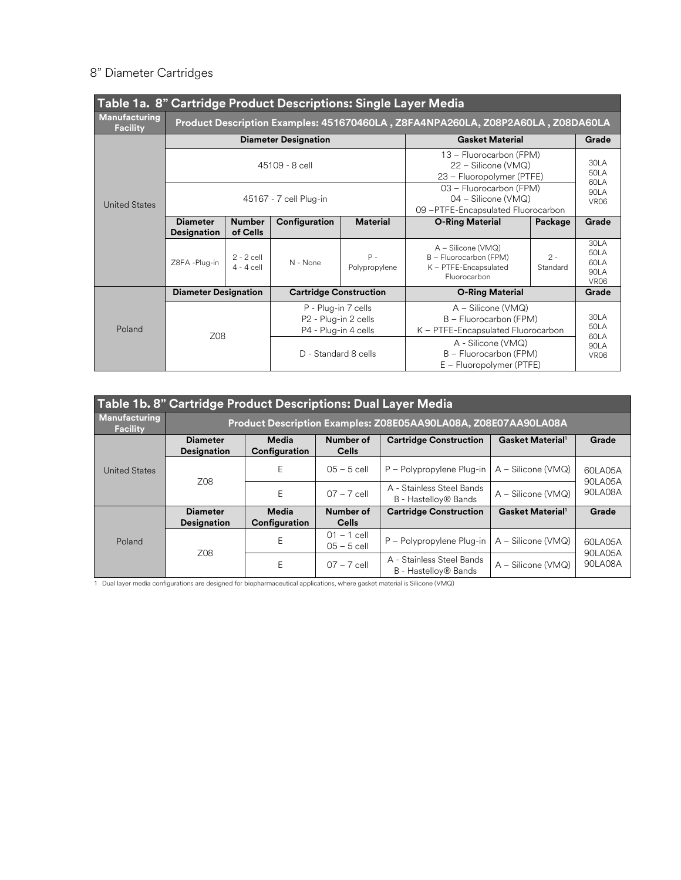8" Diameter Cartridges

| Table 1a. 8" Cartridge Product Descriptions: Single Layer Media | | | | | | | |
|---|---|---|---|---|---|---|---|
| **Manufacturing Facility** | **Product Description Examples: 451670460LA , Z8FA4NPA260LA, Z08P2A60LA , Z08DA60LA** | | | | | | |
| United States | **Diameter Designation** | | | | **Gasket Material** | | **Grade** |
| | 45109 - 8 cell | | | | 13 – Fluorocarbon (FPM)<br>22 – Silicone (VMQ)<br>23 – Fluoropolymer (PTFE) | | 30LA<br>50LA<br>60LA<br>90LA<br>VR06 |
| | 45167 - 7 cell Plug-in | | | | 03 – Fluorocarbon (FPM)<br>04 – Silicone (VMQ)<br>09 –PTFE-Encapsulated Fluorocarbon | | |
| | **Diameter Designation** | **Number of Cells** | **Configuration** | **Material** | **O-Ring Material** | **Package** | **Grade** |
| | Z8FA -Plug-in | 2 - 2 cell<br>4 - 4 cell | N - None | P - Polypropylene | A – Silicone (VMQ)<br>B – Fluorocarbon (FPM)<br>K – PTFE-Encapsulated Fluorocarbon | 2 - Standard | 30LA<br>50LA<br>60LA<br>90LA<br>VR06 |
| Poland | **Diameter Designation** | | **Cartridge Construction** | | **O-Ring Material** | | **Grade** |
| | Z08 | | P - Plug-in 7 cells<br>P2 - Plug-in 2 cells<br>P4 - Plug-in 4 cells | | A – Silicone (VMQ)<br>B – Fluorocarbon (FPM)<br>K – PTFE-Encapsulated Fluorocarbon | | 30LA<br>50LA<br>60LA<br>90LA<br>VR06 |
| | | | D - Standard 8 cells | | A - Silicone (VMQ)<br>B – Fluorocarbon (FPM)<br>E – Fluoropolymer (PTFE) | | |

| Table 1b. 8" Cartridge Product Descriptions: Dual Layer Media | | | | | | |
|---|---|---|---|---|---|---|
| **Manufacturing Facility** | **Product Description Examples: Z08E05AA90LA08A, Z08E07AA90LA08A** | | | | | |
| United States | **Diameter Designation** | **Media Configuration** | **Number of Cells** | **Cartridge Construction** | **Gasket Material[1]** | **Grade** |
| | Z08 | E | 05 – 5 cell | P – Polypropylene Plug-in | A – Silicone (VMQ) | 60LA05A<br>90LA05A<br>90LA08A |
| | | E | 07 – 7 cell | A - Stainless Steel Bands<br>B - Hastelloy® Bands | A – Silicone (VMQ) | |
| Poland | **Diameter Designation** | **Media Configuration** | **Number of Cells** | **Cartridge Construction** | **Gasket Material[1]** | **Grade** |
| | Z08 | E | 01 – 1 cell<br>05 – 5 cell | P – Polypropylene Plug-in | A – Silicone (VMQ) | 60LA05A<br>90LA05A<br>90LA08A |
| | | E | 07 – 7 cell | A - Stainless Steel Bands<br>B - Hastelloy® Bands | A – Silicone (VMQ) | |

1 Dual layer media configurations are designed for biopharmaceutical applications, where gasket material is Silicone (VMQ)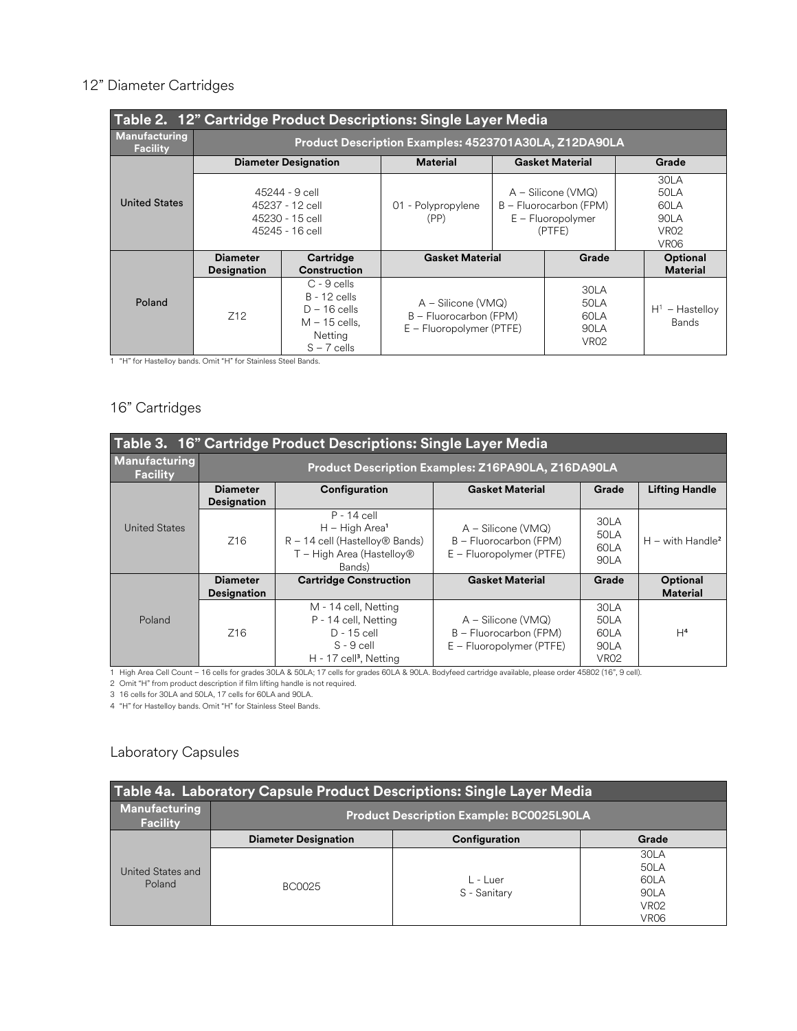## 12" Diameter Cartridges

**Table 2. 12" Cartridge Product Descriptions: Single Layer Media**

| Manufacturing Facility | Product Description Examples: 4523701A30LA, Z12DA90LA | | | | |
|---|---|---|---|---|---|
| | **Diameter Designation** | | **Material** | **Gasket Material** | **Grade** |
| United States | 45244 - 9 cell<br>45237 - 12 cell<br>45230 - 15 cell<br>45245 - 16 cell | | 01 - Polypropylene (PP) | A – Silicone (VMQ)<br>B – Fluorocarbon (FPM)<br>E – Fluoropolymer (PTFE) | 30LA<br>50LA<br>60LA<br>90LA<br>VR02<br>VR06 |
| | **Diameter Designation** | **Cartridge Construction** | **Gasket Material** | **Grade** | **Optional Material** |
| Poland | Z12 | C - 9 cells<br>B - 12 cells<br>D – 16 cells<br>M – 15 cells, Netting<br>S – 7 cells | A – Silicone (VMQ)<br>B – Fluorocarbon (FPM)<br>E – Fluoropolymer (PTFE) | 30LA<br>50LA<br>60LA<br>90LA<br>VR02 | H[1] – Hastelloy Bands |

1 "H" for Hastelloy bands. Omit "H" for Stainless Steel Bands.

## 16" Cartridges

**Table 3. 16" Cartridge Product Descriptions: Single Layer Media**

| Manufacturing Facility | Product Description Examples: Z16PA90LA, Z16DA90LA | | | | |
|---|---|---|---|---|---|
| | **Diameter Designation** | **Configuration** | **Gasket Material** | **Grade** | **Lifting Handle** |
| United States | Z16 | P - 14 cell<br>H – High Area[1]<br>R – 14 cell (Hastelloy® Bands)<br>T – High Area (Hastelloy® Bands) | A – Silicone (VMQ)<br>B – Fluorocarbon (FPM)<br>E – Fluoropolymer (PTFE) | 30LA<br>50LA<br>60LA<br>90LA | H – with Handle[2] |
| | **Diameter Designation** | **Cartridge Construction** | **Gasket Material** | **Grade** | **Optional Material** |
| Poland | Z16 | M - 14 cell, Netting<br>P - 14 cell, Netting<br>D - 15 cell<br>S - 9 cell<br>H - 17 cell[3], Netting | A – Silicone (VMQ)<br>B – Fluorocarbon (FPM)<br>E – Fluoropolymer (PTFE) | 30LA<br>50LA<br>60LA<br>90LA<br>VR02 | H[4] |

1 High Area Cell Count – 16 cells for grades 30LA & 50LA; 17 cells for grades 60LA & 90LA. Bodyfeed cartridge available, please order 45802 (16", 9 cell).
2 Omit "H" from product description if film lifting handle is not required.
3 16 cells for 30LA and 50LA, 17 cells for 60LA and 90LA.
4 "H" for Hastelloy bands. Omit "H" for Stainless Steel Bands.

## Laboratory Capsules

**Table 4a. Laboratory Capsule Product Descriptions: Single Layer Media**

| Manufacturing Facility | Product Description Example: BC0025L90LA | | |
|---|---|---|---|
| | **Diameter Designation** | **Configuration** | **Grade** |
| United States and Poland | BC0025 | L - Luer<br>S - Sanitary | 30LA<br>50LA<br>60LA<br>90LA<br>VR02<br>VR06 |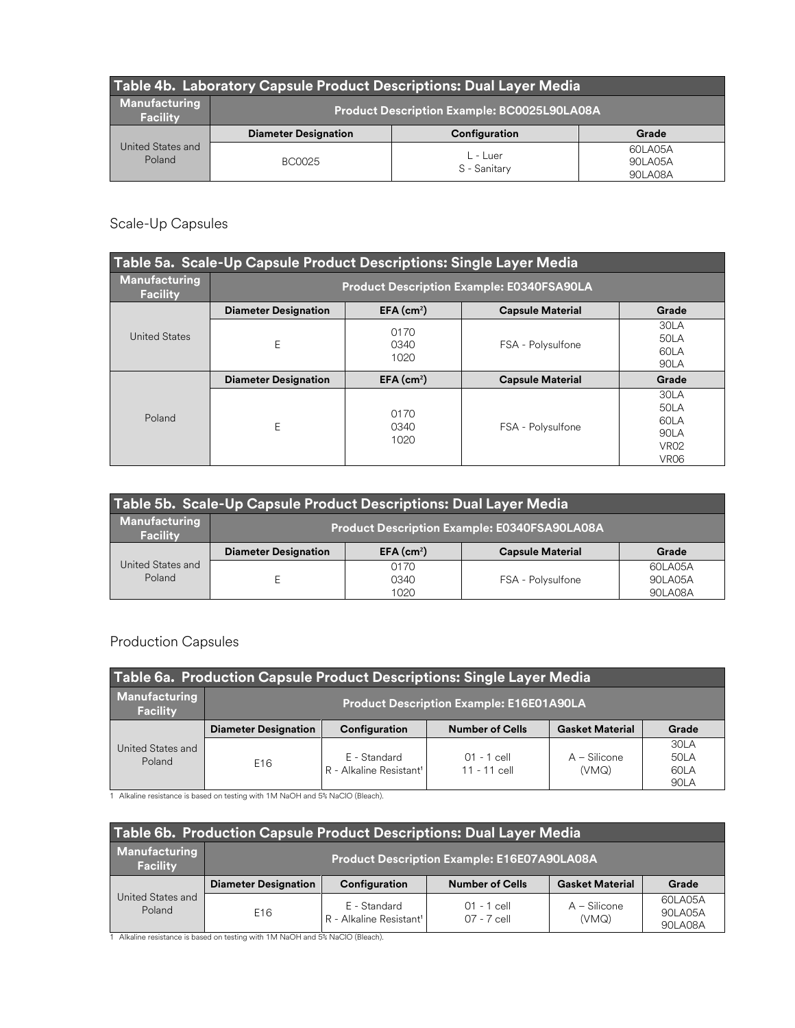| Table 4b. Laboratory Capsule Product Descriptions: Dual Layer Media | | | |
|---|---|---|---|
| **Manufacturing Facility** | **Product Description Example: BC0025L90LA08A** | | |
| United States and Poland | **Diameter Designation** | **Configuration** | **Grade** |
| | BC0025 | L - Luer<br>S - Sanitary | 60LA05A<br>90LA05A<br>90LA08A |

## Scale-Up Capsules

| Table 5a. Scale-Up Capsule Product Descriptions: Single Layer Media | | | | |
|---|---|---|---|---|
| **Manufacturing Facility** | **Product Description Example: E0340FSA90LA** | | | |
| United States | **Diameter Designation** | **EFA (cm²)** | **Capsule Material** | **Grade** |
| | E | 0170<br>0340<br>1020 | FSA - Polysulfone | 30LA<br>50LA<br>60LA<br>90LA |
| Poland | **Diameter Designation** | **EFA (cm²)** | **Capsule Material** | **Grade** |
| | E | 0170<br>0340<br>1020 | FSA - Polysulfone | 30LA<br>50LA<br>60LA<br>90LA<br>VR02<br>VR06 |

| Table 5b. Scale-Up Capsule Product Descriptions: Dual Layer Media | | | | |
|---|---|---|---|---|
| **Manufacturing Facility** | **Product Description Example: E0340FSA90LA08A** | | | |
| United States and Poland | **Diameter Designation** | **EFA (cm²)** | **Capsule Material** | **Grade** |
| | E | 0170<br>0340<br>1020 | FSA - Polysulfone | 60LA05A<br>90LA05A<br>90LA08A |

## Production Capsules

| Table 6a. Production Capsule Product Descriptions: Single Layer Media | | | | | |
|---|---|---|---|---|---|
| **Manufacturing Facility** | **Product Description Example: E16E01A90LA** | | | | |
| United States and Poland | **Diameter Designation** | **Configuration** | **Number of Cells** | **Gasket Material** | **Grade** |
| | E16 | E - Standard<br>R - Alkaline Resistant[1] | 01 - 1 cell<br>11 - 11 cell | A – Silicone (VMQ) | 30LA<br>50LA<br>60LA<br>90LA |

1 Alkaline resistance is based on testing with 1M NaOH and 5% NaClO (Bleach).

| Table 6b. Production Capsule Product Descriptions: Dual Layer Media | | | | | |
|---|---|---|---|---|---|
| **Manufacturing Facility** | **Product Description Example: E16E07A90LA08A** | | | | |
| United States and Poland | **Diameter Designation** | **Configuration** | **Number of Cells** | **Gasket Material** | **Grade** |
| | E16 | E - Standard<br>R - Alkaline Resistant[1] | 01 - 1 cell<br>07 - 7 cell | A – Silicone (VMQ) | 60LA05A<br>90LA05A<br>90LA08A |

1 Alkaline resistance is based on testing with 1M NaOH and 5% NaClO (Bleach).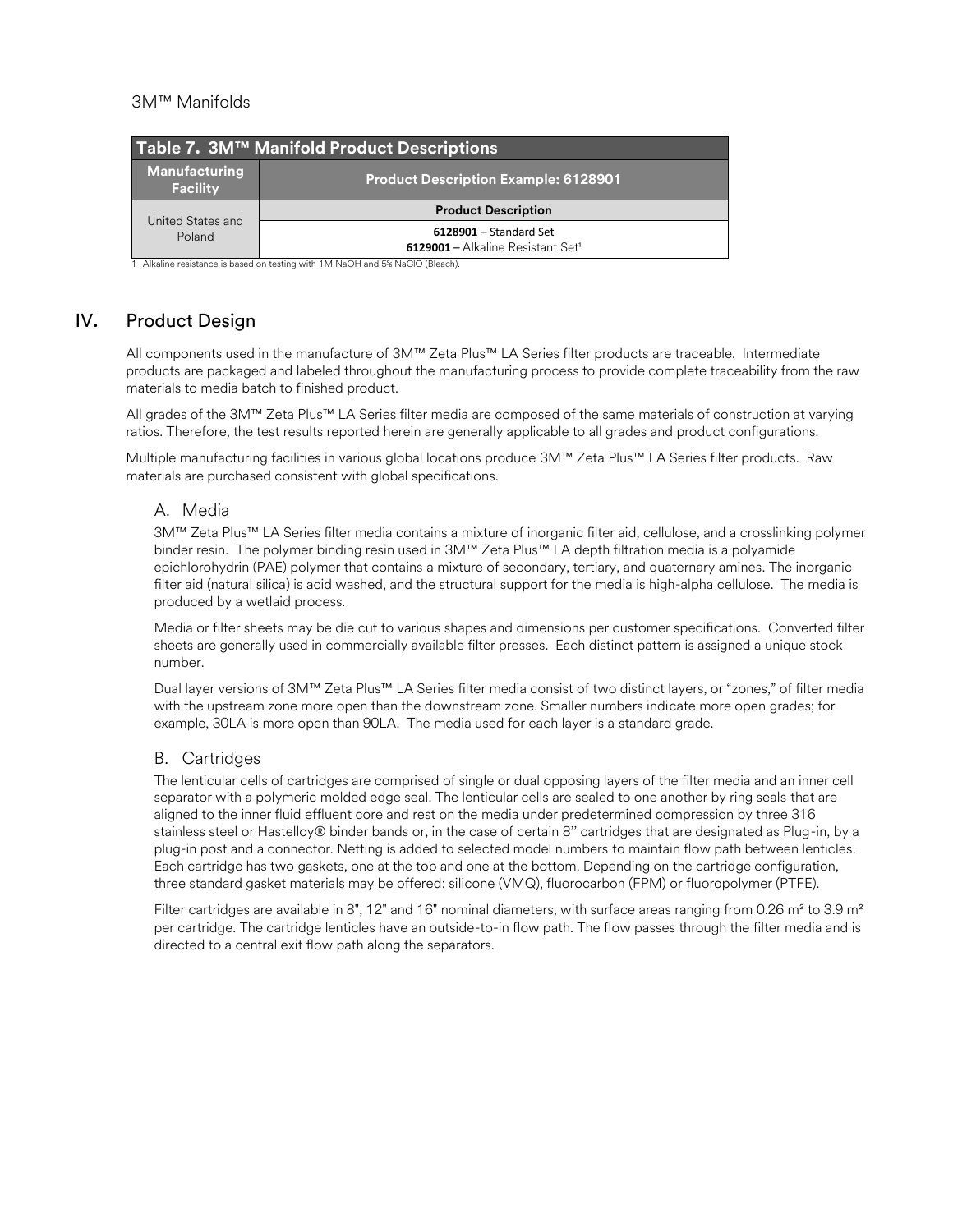3M™ Manifolds

| Table 7. 3M™ Manifold Product Descriptions | |
|---|---|
| **Manufacturing Facility** | **Product Description Example: 6128901** |
| United States and Poland | **Product Description** |
| | **6128901** – Standard Set<br>**6129001** – Alkaline Resistant Set[1] |

1 Alkaline resistance is based on testing with 1M NaOH and 5% NaClO (Bleach).

## IV. Product Design

All components used in the manufacture of 3M™ Zeta Plus™ LA Series filter products are traceable. Intermediate products are packaged and labeled throughout the manufacturing process to provide complete traceability from the raw materials to media batch to finished product.

All grades of the 3M™ Zeta Plus™ LA Series filter media are composed of the same materials of construction at varying ratios. Therefore, the test results reported herein are generally applicable to all grades and product configurations.

Multiple manufacturing facilities in various global locations produce 3M™ Zeta Plus™ LA Series filter products. Raw materials are purchased consistent with global specifications.

### A. Media

3M™ Zeta Plus™ LA Series filter media contains a mixture of inorganic filter aid, cellulose, and a crosslinking polymer binder resin. The polymer binding resin used in 3M™ Zeta Plus™ LA depth filtration media is a polyamide epichlorohydrin (PAE) polymer that contains a mixture of secondary, tertiary, and quaternary amines. The inorganic filter aid (natural silica) is acid washed, and the structural support for the media is high-alpha cellulose. The media is produced by a wetlaid process.

Media or filter sheets may be die cut to various shapes and dimensions per customer specifications. Converted filter sheets are generally used in commercially available filter presses. Each distinct pattern is assigned a unique stock number.

Dual layer versions of 3M™ Zeta Plus™ LA Series filter media consist of two distinct layers, or "zones," of filter media with the upstream zone more open than the downstream zone. Smaller numbers indicate more open grades; for example, 30LA is more open than 90LA. The media used for each layer is a standard grade.

### B. Cartridges

The lenticular cells of cartridges are comprised of single or dual opposing layers of the filter media and an inner cell separator with a polymeric molded edge seal. The lenticular cells are sealed to one another by ring seals that are aligned to the inner fluid effluent core and rest on the media under predetermined compression by three 316 stainless steel or Hastelloy® binder bands or, in the case of certain 8" cartridges that are designated as Plug-in, by a plug-in post and a connector. Netting is added to selected model numbers to maintain flow path between lenticles. Each cartridge has two gaskets, one at the top and one at the bottom. Depending on the cartridge configuration, three standard gasket materials may be offered: silicone (VMQ), fluorocarbon (FPM) or fluoropolymer (PTFE).

Filter cartridges are available in 8", 12" and 16" nominal diameters, with surface areas ranging from 0.26 m² to 3.9 m² per cartridge. The cartridge lenticles have an outside-to-in flow path. The flow passes through the filter media and is directed to a central exit flow path along the separators.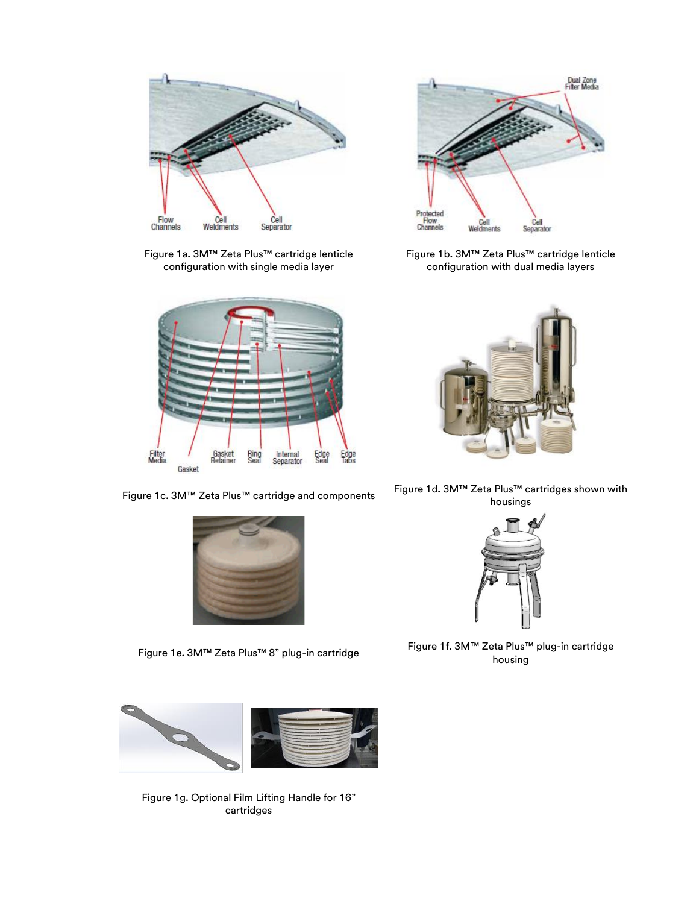Figure 1a. 3M™ Zeta Plus™ cartridge lenticle configuration with single media layer

Figure 1b. 3M™ Zeta Plus™ cartridge lenticle configuration with dual media layers

Figure 1c. 3M™ Zeta Plus™ cartridge and components

Figure 1d. 3M™ Zeta Plus™ cartridges shown with housings

Figure 1e. 3M™ Zeta Plus™ 8" plug-in cartridge

Figure 1f. 3M™ Zeta Plus™ plug-in cartridge housing

Figure 1g. Optional Film Lifting Handle for 16" cartridges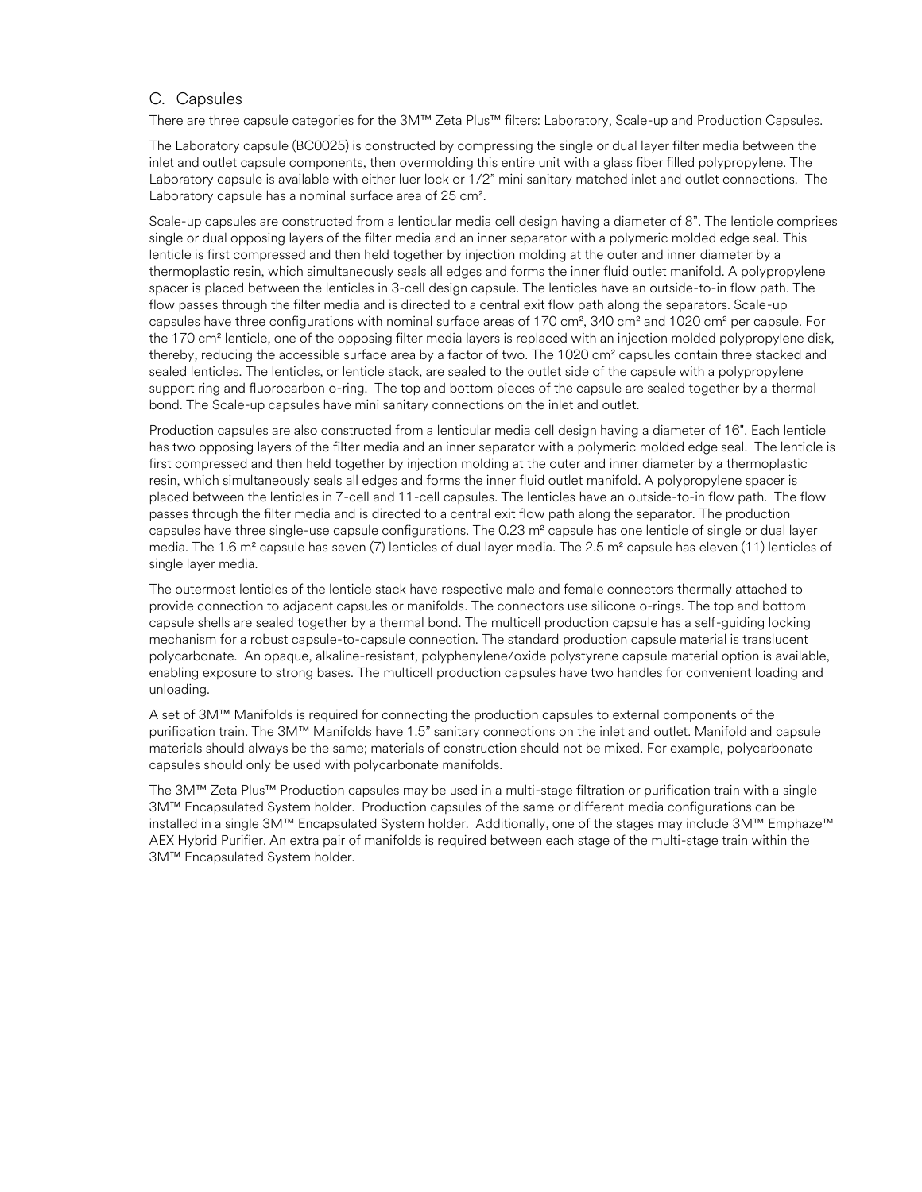## C. Capsules

There are three capsule categories for the 3M™ Zeta Plus™ filters: Laboratory, Scale-up and Production Capsules.

The Laboratory capsule (BC0025) is constructed by compressing the single or dual layer filter media between the inlet and outlet capsule components, then overmolding this entire unit with a glass fiber filled polypropylene. The Laboratory capsule is available with either luer lock or 1/2" mini sanitary matched inlet and outlet connections. The Laboratory capsule has a nominal surface area of 25 cm².

Scale-up capsules are constructed from a lenticular media cell design having a diameter of 8". The lenticle comprises single or dual opposing layers of the filter media and an inner separator with a polymeric molded edge seal. This lenticle is first compressed and then held together by injection molding at the outer and inner diameter by a thermoplastic resin, which simultaneously seals all edges and forms the inner fluid outlet manifold. A polypropylene spacer is placed between the lenticles in 3-cell design capsule. The lenticles have an outside-to-in flow path. The flow passes through the filter media and is directed to a central exit flow path along the separators. Scale-up capsules have three configurations with nominal surface areas of 170 cm², 340 cm² and 1020 cm² per capsule. For the 170 cm² lenticle, one of the opposing filter media layers is replaced with an injection molded polypropylene disk, thereby, reducing the accessible surface area by a factor of two. The 1020 cm² capsules contain three stacked and sealed lenticles. The lenticles, or lenticle stack, are sealed to the outlet side of the capsule with a polypropylene support ring and fluorocarbon o-ring. The top and bottom pieces of the capsule are sealed together by a thermal bond. The Scale-up capsules have mini sanitary connections on the inlet and outlet.

Production capsules are also constructed from a lenticular media cell design having a diameter of 16". Each lenticle has two opposing layers of the filter media and an inner separator with a polymeric molded edge seal. The lenticle is first compressed and then held together by injection molding at the outer and inner diameter by a thermoplastic resin, which simultaneously seals all edges and forms the inner fluid outlet manifold. A polypropylene spacer is placed between the lenticles in 7-cell and 11-cell capsules. The lenticles have an outside-to-in flow path. The flow passes through the filter media and is directed to a central exit flow path along the separator. The production capsules have three single-use capsule configurations. The 0.23 m² capsule has one lenticle of single or dual layer media. The 1.6 m² capsule has seven (7) lenticles of dual layer media. The 2.5 m² capsule has eleven (11) lenticles of single layer media.

The outermost lenticles of the lenticle stack have respective male and female connectors thermally attached to provide connection to adjacent capsules or manifolds. The connectors use silicone o-rings. The top and bottom capsule shells are sealed together by a thermal bond. The multicell production capsule has a self-guiding locking mechanism for a robust capsule-to-capsule connection. The standard production capsule material is translucent polycarbonate. An opaque, alkaline-resistant, polyphenylene/oxide polystyrene capsule material option is available, enabling exposure to strong bases. The multicell production capsules have two handles for convenient loading and unloading.

A set of 3M™ Manifolds is required for connecting the production capsules to external components of the purification train. The 3M™ Manifolds have 1.5" sanitary connections on the inlet and outlet. Manifold and capsule materials should always be the same; materials of construction should not be mixed. For example, polycarbonate capsules should only be used with polycarbonate manifolds.

The 3M™ Zeta Plus™ Production capsules may be used in a multi-stage filtration or purification train with a single 3M™ Encapsulated System holder. Production capsules of the same or different media configurations can be installed in a single 3M™ Encapsulated System holder. Additionally, one of the stages may include 3M™ Emphaze™ AEX Hybrid Purifier. An extra pair of manifolds is required between each stage of the multi-stage train within the 3M™ Encapsulated System holder.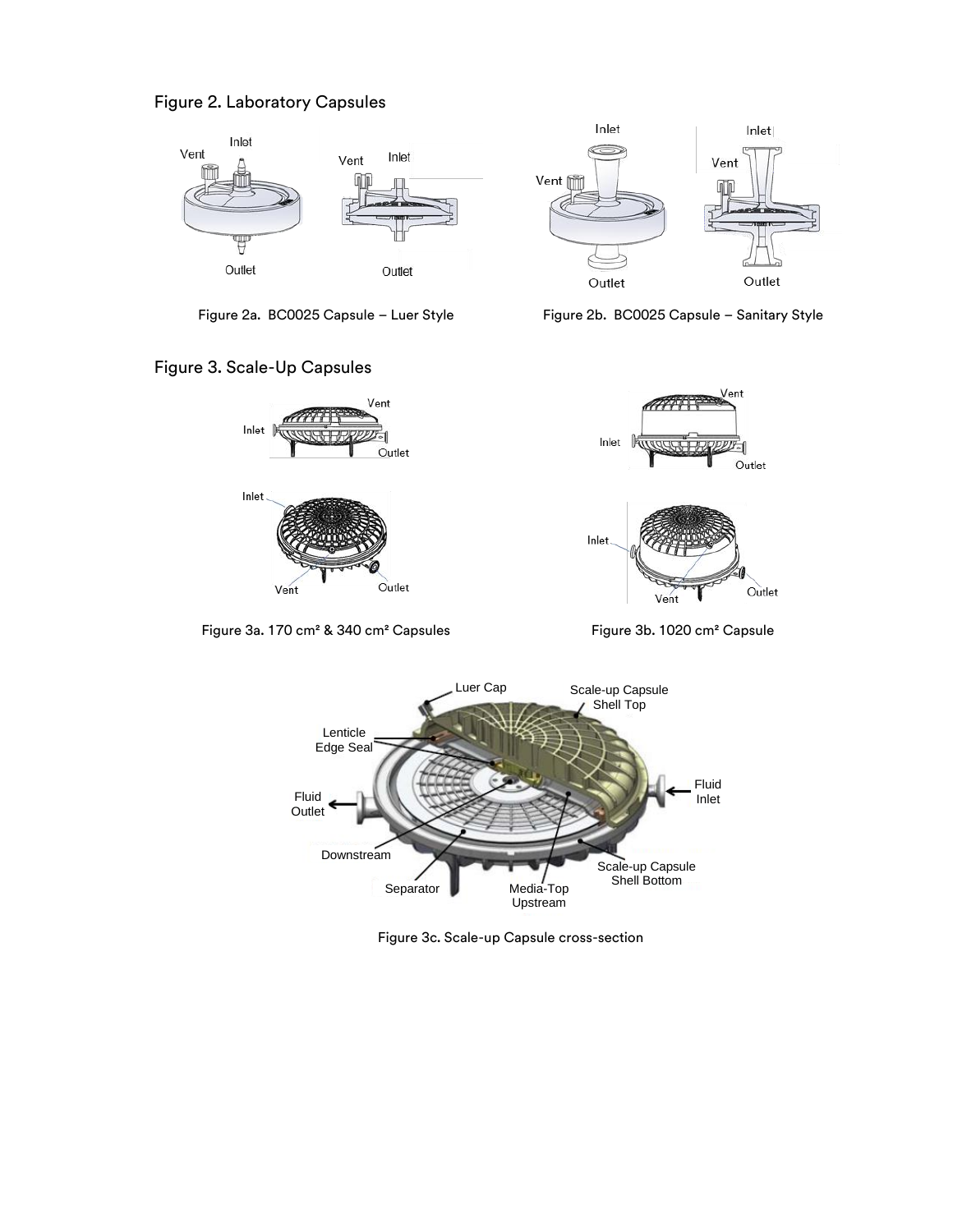Figure 2. Laboratory Capsules

Figure 2a. BC0025 Capsule – Luer Style

Figure 2b. BC0025 Capsule – Sanitary Style

Figure 3. Scale-Up Capsules

Figure 3a. 170 cm² & 340 cm² Capsules

Figure 3b. 1020 cm² Capsule

Figure 3c. Scale-up Capsule cross-section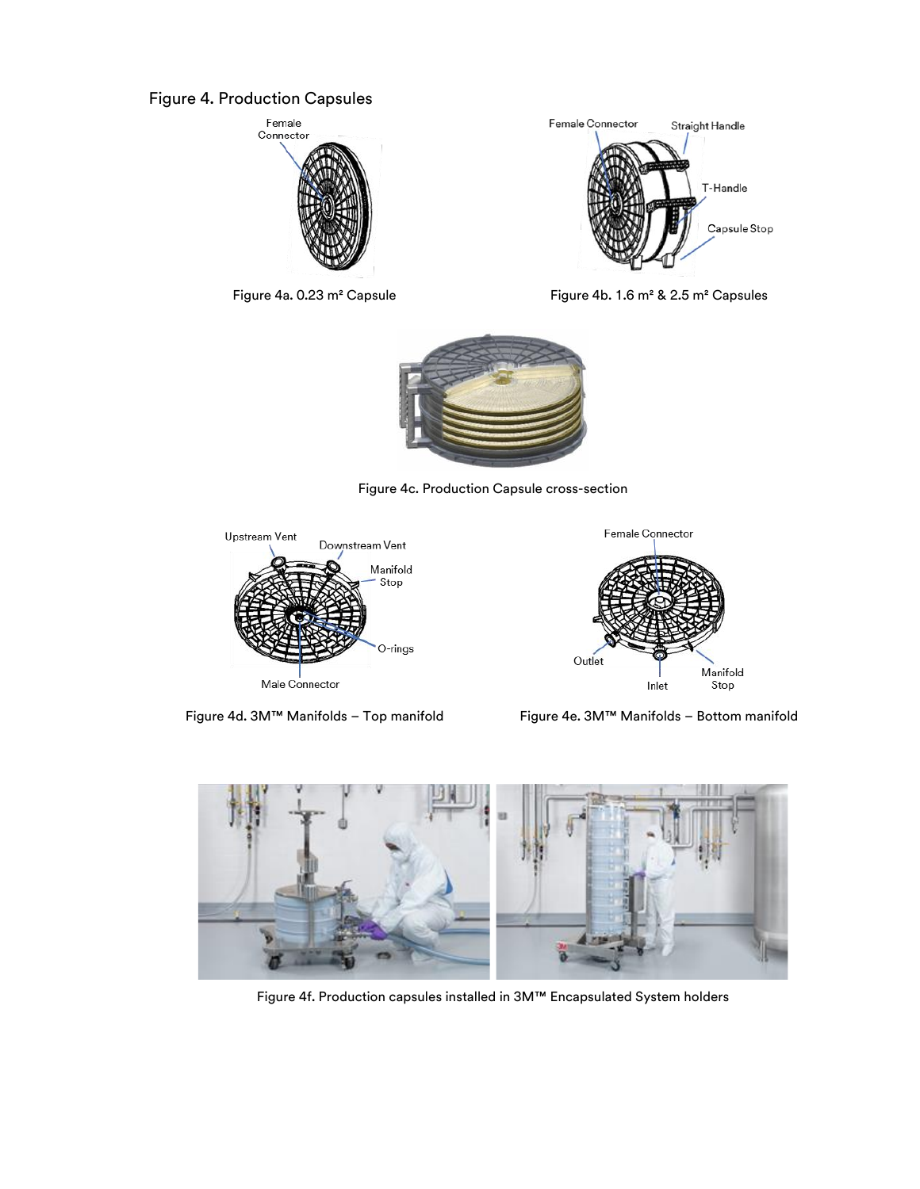Figure 4. Production Capsules

Figure 4a. 0.23 m² Capsule

Figure 4b. 1.6 m² & 2.5 m² Capsules

Figure 4c. Production Capsule cross-section

Figure 4d. 3M™ Manifolds – Top manifold

Figure 4e. 3M™ Manifolds – Bottom manifold

Figure 4f. Production capsules installed in 3M™ Encapsulated System holders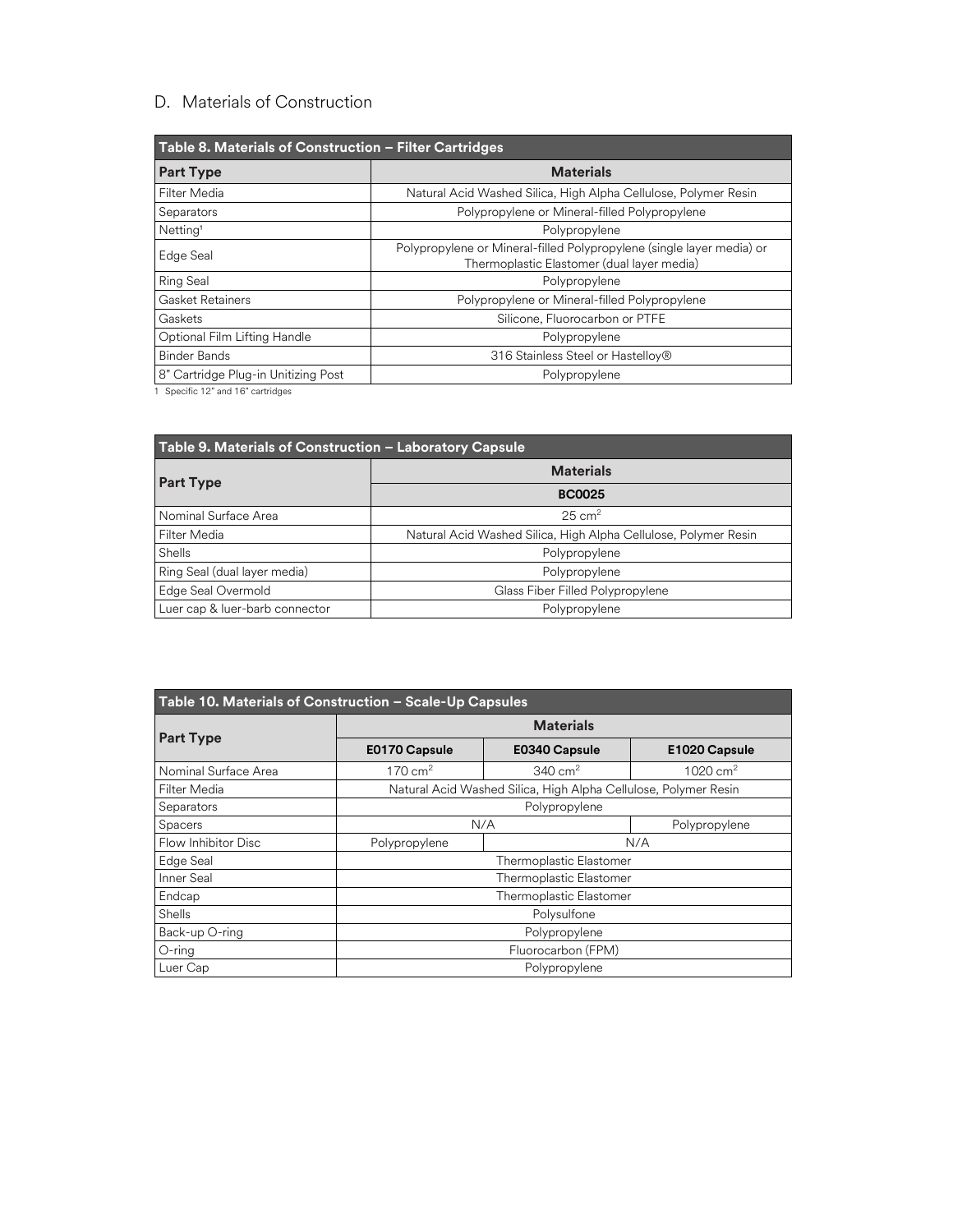## D. Materials of Construction

| Table 8. Materials of Construction – Filter Cartridges | |
|---|---|
| **Part Type** | **Materials** |
| Filter Media | Natural Acid Washed Silica, High Alpha Cellulose, Polymer Resin |
| Separators | Polypropylene or Mineral-filled Polypropylene |
| Netting[1] | Polypropylene |
| Edge Seal | Polypropylene or Mineral-filled Polypropylene (single layer media) or Thermoplastic Elastomer (dual layer media) |
| Ring Seal | Polypropylene |
| Gasket Retainers | Polypropylene or Mineral-filled Polypropylene |
| Gaskets | Silicone, Fluorocarbon or PTFE |
| Optional Film Lifting Handle | Polypropylene |
| Binder Bands | 316 Stainless Steel or Hastelloy® |
| 8" Cartridge Plug-in Unitizing Post | Polypropylene |

1 Specific 12" and 16" cartridges

| Table 9. Materials of Construction – Laboratory Capsule | |
|---|---|
| **Part Type** | **Materials** |
| | **BC0025** |
| Nominal Surface Area | 25 $cm^2$ |
| Filter Media | Natural Acid Washed Silica, High Alpha Cellulose, Polymer Resin |
| Shells | Polypropylene |
| Ring Seal (dual layer media) | Polypropylene |
| Edge Seal Overmold | Glass Fiber Filled Polypropylene |
| Luer cap & luer-barb connector | Polypropylene |

| Table 10. Materials of Construction – Scale-Up Capsules | | | |
|---|---|---|---|
| **Part Type** | **Materials** | | |
| | **E0170 Capsule** | **E0340 Capsule** | **E1020 Capsule** |
| Nominal Surface Area | 170 $cm^2$ | 340 $cm^2$ | 1020 $cm^2$ |
| Filter Media | Natural Acid Washed Silica, High Alpha Cellulose, Polymer Resin | | |
| Separators | Polypropylene | | |
| Spacers | N/A | | Polypropylene |
| Flow Inhibitor Disc | Polypropylene | N/A | |
| Edge Seal | Thermoplastic Elastomer | | |
| Inner Seal | Thermoplastic Elastomer | | |
| Endcap | Thermoplastic Elastomer | | |
| Shells | Polysulfone | | |
| Back-up O-ring | Polypropylene | | |
| O-ring | Fluorocarbon (FPM) | | |
| Luer Cap | Polypropylene | | |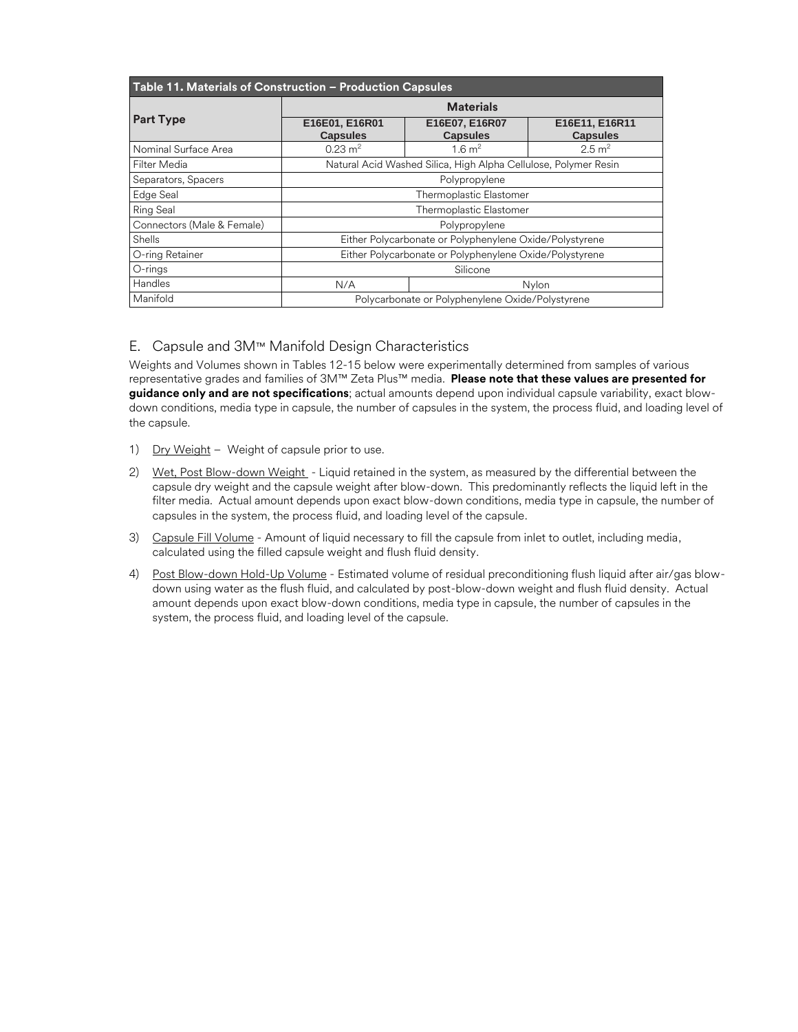**Table 11. Materials of Construction – Production Capsules**

| Part Type | Materials | | |
|---|---|---|---|
| | E16E01, E16R01 Capsules | E16E07, E16R07 Capsules | E16E11, E16R11 Capsules |
| Nominal Surface Area | 0.23 $m^2$ | 1.6 $m^2$ | 2.5 $m^2$ |
| Filter Media | Natural Acid Washed Silica, High Alpha Cellulose, Polymer Resin | | |
| Separators, Spacers | Polypropylene | | |
| Edge Seal | Thermoplastic Elastomer | | |
| Ring Seal | Thermoplastic Elastomer | | |
| Connectors (Male & Female) | Polypropylene | | |
| Shells | Either Polycarbonate or Polyphenylene Oxide/Polystyrene | | |
| O-ring Retainer | Either Polycarbonate or Polyphenylene Oxide/Polystyrene | | |
| O-rings | Silicone | | |
| Handles | N/A | Nylon | |
| Manifold | Polycarbonate or Polyphenylene Oxide/Polystyrene | | |

## E. Capsule and 3M™ Manifold Design Characteristics

Weights and Volumes shown in Tables 12-15 below were experimentally determined from samples of various representative grades and families of 3M™ Zeta Plus™ media. **Please note that these values are presented for guidance only and are not specifications**; actual amounts depend upon individual capsule variability, exact blow-down conditions, media type in capsule, the number of capsules in the system, the process fluid, and loading level of the capsule.

1) Dry Weight – Weight of capsule prior to use.
2) Wet, Post Blow-down Weight - Liquid retained in the system, as measured by the differential between the capsule dry weight and the capsule weight after blow-down. This predominantly reflects the liquid left in the filter media. Actual amount depends upon exact blow-down conditions, media type in capsule, the number of capsules in the system, the process fluid, and loading level of the capsule.
3) Capsule Fill Volume - Amount of liquid necessary to fill the capsule from inlet to outlet, including media, calculated using the filled capsule weight and flush fluid density.
4) Post Blow-down Hold-Up Volume - Estimated volume of residual preconditioning flush liquid after air/gas blow-down using water as the flush fluid, and calculated by post-blow-down weight and flush fluid density. Actual amount depends upon exact blow-down conditions, media type in capsule, the number of capsules in the system, the process fluid, and loading level of the capsule.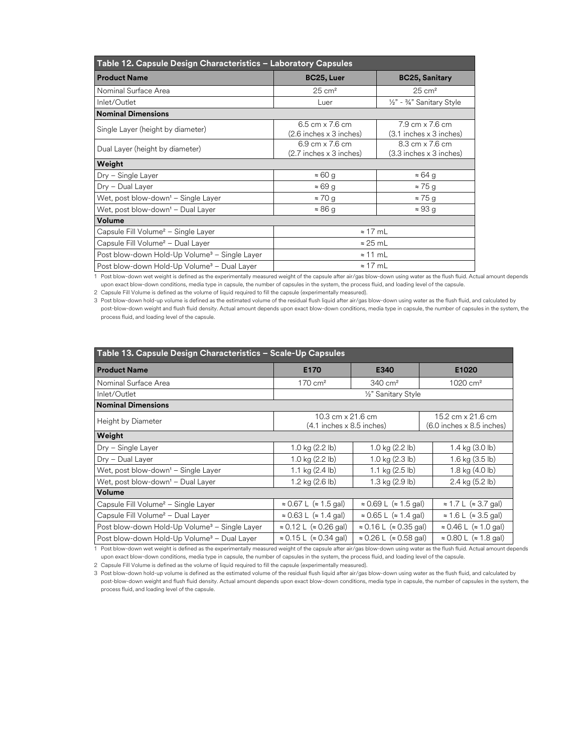| Table 12. Capsule Design Characteristics – Laboratory Capsules | | |
|---|---|---|
| **Product Name** | **BC25, Luer** | **BC25, Sanitary** |
| Nominal Surface Area | 25 cm² | 25 cm² |
| Inlet/Outlet | Luer | ½" - ¾" Sanitary Style |
| **Nominal Dimensions** | | |
| Single Layer (height by diameter) | 6.5 cm x 7.6 cm (2.6 inches x 3 inches) | 7.9 cm x 7.6 cm (3.1 inches x 3 inches) |
| Dual Layer (height by diameter) | 6.9 cm x 7.6 cm (2.7 inches x 3 inches) | 8.3 cm x 7.6 cm (3.3 inches x 3 inches) |
| **Weight** | | |
| Dry – Single Layer | ≈ 60 g | ≈ 64 g |
| Dry – Dual Layer | ≈ 69 g | ≈ 75 g |
| Wet, post blow-down[1] – Single Layer | ≈ 70 g | ≈ 75 g |
| Wet, post blow-down[1] – Dual Layer | ≈ 86 g | ≈ 93 g |
| **Volume** | | |
| Capsule Fill Volume[2] – Single Layer | ≈ 17 mL | |
| Capsule Fill Volume[2] – Dual Layer | ≈ 25 mL | |
| Post blow-down Hold-Up Volume[3] – Single Layer | ≈ 11 mL | |
| Post blow-down Hold-Up Volume[3] – Dual Layer | ≈ 17 mL | |

1 Post blow-down wet weight is defined as the experimentally measured weight of the capsule after air/gas blow-down using water as the flush fluid. Actual amount depends upon exact blow-down conditions, media type in capsule, the number of capsules in the system, the process fluid, and loading level of the capsule.

2 Capsule Fill Volume is defined as the volume of liquid required to fill the capsule (experimentally measured).

3 Post blow-down hold-up volume is defined as the estimated volume of the residual flush liquid after air/gas blow-down using water as the flush fluid, and calculated by post-blow-down weight and flush fluid density. Actual amount depends upon exact blow-down conditions, media type in capsule, the number of capsules in the system, the process fluid, and loading level of the capsule.

| Table 13. Capsule Design Characteristics – Scale-Up Capsules | | | |
|---|---|---|---|
| **Product Name** | **E170** | **E340** | **E1020** |
| Nominal Surface Area | 170 cm² | 340 cm² | 1020 cm² |
| Inlet/Outlet | ½" Sanitary Style | | |
| **Nominal Dimensions** | | | |
| Height by Diameter | 10.3 cm x 21.6 cm (4.1 inches x 8.5 inches) | | 15.2 cm x 21.6 cm (6.0 inches x 8.5 inches) |
| **Weight** | | | |
| Dry – Single Layer | 1.0 kg (2.2 lb) | 1.0 kg (2.2 lb) | 1.4 kg (3.0 lb) |
| Dry – Dual Layer | 1.0 kg (2.2 lb) | 1.0 kg (2.3 lb) | 1.6 kg (3.5 lb) |
| Wet, post blow-down[1] – Single Layer | 1.1 kg (2.4 lb) | 1.1 kg (2.5 lb) | 1.8 kg (4.0 lb) |
| Wet, post blow-down[1] – Dual Layer | 1.2 kg (2.6 lb) | 1.3 kg (2.9 lb) | 2.4 kg (5.2 lb) |
| **Volume** | | | |
| Capsule Fill Volume[2] – Single Layer | ≈ 0.67 L (≈ 1.5 gal) | ≈ 0.69 L (≈ 1.5 gal) | ≈ 1.7 L (≈ 3.7 gal) |
| Capsule Fill Volume[2] – Dual Layer | ≈ 0.63 L (≈ 1.4 gal) | ≈ 0.65 L (≈ 1.4 gal) | ≈ 1.6 L (≈ 3.5 gal) |
| Post blow-down Hold-Up Volume[3] – Single Layer | ≈ 0.12 L (≈ 0.26 gal) | ≈ 0.16 L (≈ 0.35 gal) | ≈ 0.46 L (≈ 1.0 gal) |
| Post blow-down Hold-Up Volume[3] – Dual Layer | ≈ 0.15 L (≈ 0.34 gal) | ≈ 0.26 L (≈ 0.58 gal) | ≈ 0.80 L (≈ 1.8 gal) |

1 Post blow-down wet weight is defined as the experimentally measured weight of the capsule after air/gas blow-down using water as the flush fluid. Actual amount depends upon exact blow-down conditions, media type in capsule, the number of capsules in the system, the process fluid, and loading level of the capsule.

2 Capsule Fill Volume is defined as the volume of liquid required to fill the capsule (experimentally measured).

3 Post blow-down hold-up volume is defined as the estimated volume of the residual flush liquid after air/gas blow-down using water as the flush fluid, and calculated by post-blow-down weight and flush fluid density. Actual amount depends upon exact blow-down conditions, media type in capsule, the number of capsules in the system, the process fluid, and loading level of the capsule.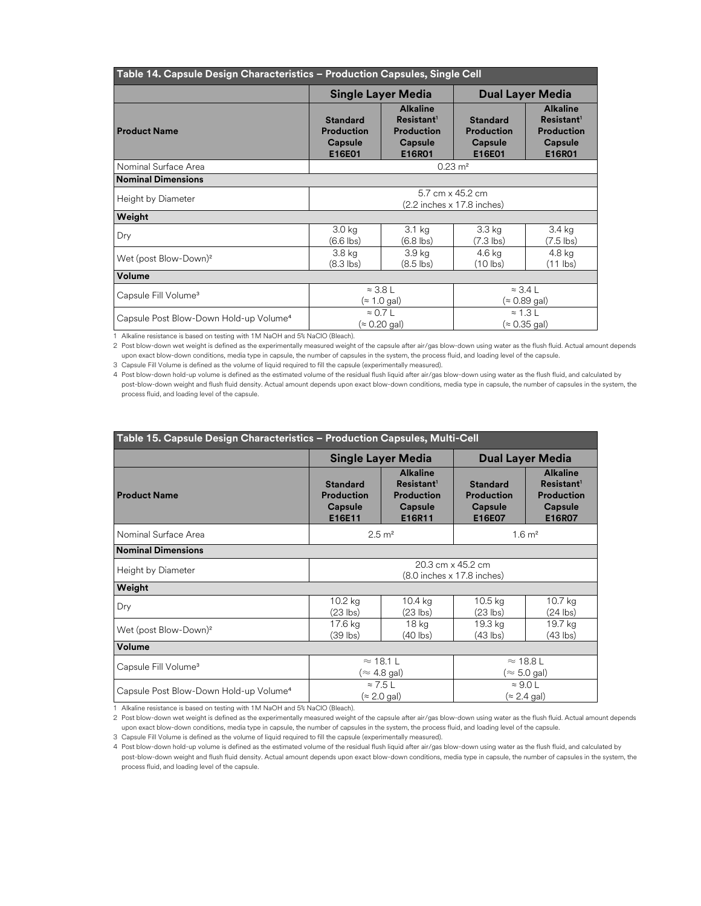**Table 14. Capsule Design Characteristics – Production Capsules, Single Cell**

| | Single Layer Media | | Dual Layer Media | |
|---|---|---|---|---|
| **Product Name** | **Standard Production Capsule E16E01** | **Alkaline Resistant[1] Production Capsule E16R01** | **Standard Production Capsule E16E01** | **Alkaline Resistant[1] Production Capsule E16R01** |
| Nominal Surface Area | $0.23\ m^2$ | | | |
| **Nominal Dimensions** | | | | |
| Height by Diameter | 5.7 cm x 45.2 cm (2.2 inches x 17.8 inches) | | | |
| **Weight** | | | | |
| Dry | 3.0 kg (6.6 lbs) | 3.1 kg (6.8 lbs) | 3.3 kg (7.3 lbs) | 3.4 kg (7.5 lbs) |
| Wet (post Blow-Down)[2] | 3.8 kg (8.3 lbs) | 3.9 kg (8.5 lbs) | 4.6 kg (10 lbs) | 4.8 kg (11 lbs) |
| **Volume** | | | | |
| Capsule Fill Volume[3] | ≈ 3.8 L (≈ 1.0 gal) | | ≈ 3.4 L (≈ 0.89 gal) | |
| Capsule Post Blow-Down Hold-up Volume[4] | ≈ 0.7 L (≈ 0.20 gal) | | ≈ 1.3 L (≈ 0.35 gal) | |

1 Alkaline resistance is based on testing with 1M NaOH and 5% NaClO (Bleach).

2 Post blow-down wet weight is defined as the experimentally measured weight of the capsule after air/gas blow-down using water as the flush fluid. Actual amount depends upon exact blow-down conditions, media type in capsule, the number of capsules in the system, the process fluid, and loading level of the capsule.

3 Capsule Fill Volume is defined as the volume of liquid required to fill the capsule (experimentally measured).

4 Post blow-down hold-up volume is defined as the estimated volume of the residual flush liquid after air/gas blow-down using water as the flush fluid, and calculated by post-blow-down weight and flush fluid density. Actual amount depends upon exact blow-down conditions, media type in capsule, the number of capsules in the system, the process fluid, and loading level of the capsule.

**Table 15. Capsule Design Characteristics – Production Capsules, Multi-Cell**

| | Single Layer Media | | Dual Layer Media | |
|---|---|---|---|---|
| **Product Name** | **Standard Production Capsule E16E11** | **Alkaline Resistant[1] Production Capsule E16R11** | **Standard Production Capsule E16E07** | **Alkaline Resistant[1] Production Capsule E16R07** |
| Nominal Surface Area | $2.5\ m^2$ | | $1.6\ m^2$ | |
| **Nominal Dimensions** | | | | |
| Height by Diameter | 20.3 cm x 45.2 cm (8.0 inches x 17.8 inches) | | | |
| **Weight** | | | | |
| Dry | 10.2 kg (23 lbs) | 10.4 kg (23 lbs) | 10.5 kg (23 lbs) | 10.7 kg (24 lbs) |
| Wet (post Blow-Down)[2] | 17.6 kg (39 lbs) | 18 kg (40 lbs) | 19.3 kg (43 lbs) | 19.7 kg (43 lbs) |
| **Volume** | | | | |
| Capsule Fill Volume[3] | ≈ 18.1 L (≈ 4.8 gal) | | ≈ 18.8 L (≈ 5.0 gal) | |
| Capsule Post Blow-Down Hold-up Volume[4] | ≈ 7.5 L (≈ 2.0 gal) | | ≈ 9.0 L (≈ 2.4 gal) | |

1 Alkaline resistance is based on testing with 1M NaOH and 5% NaClO (Bleach).

2 Post blow-down wet weight is defined as the experimentally measured weight of the capsule after air/gas blow-down using water as the flush fluid. Actual amount depends upon exact blow-down conditions, media type in capsule, the number of capsules in the system, the process fluid, and loading level of the capsule.

3 Capsule Fill Volume is defined as the volume of liquid required to fill the capsule (experimentally measured).

4 Post blow-down hold-up volume is defined as the estimated volume of the residual flush liquid after air/gas blow-down using water as the flush fluid, and calculated by post-blow-down weight and flush fluid density. Actual amount depends upon exact blow-down conditions, media type in capsule, the number of capsules in the system, the process fluid, and loading level of the capsule.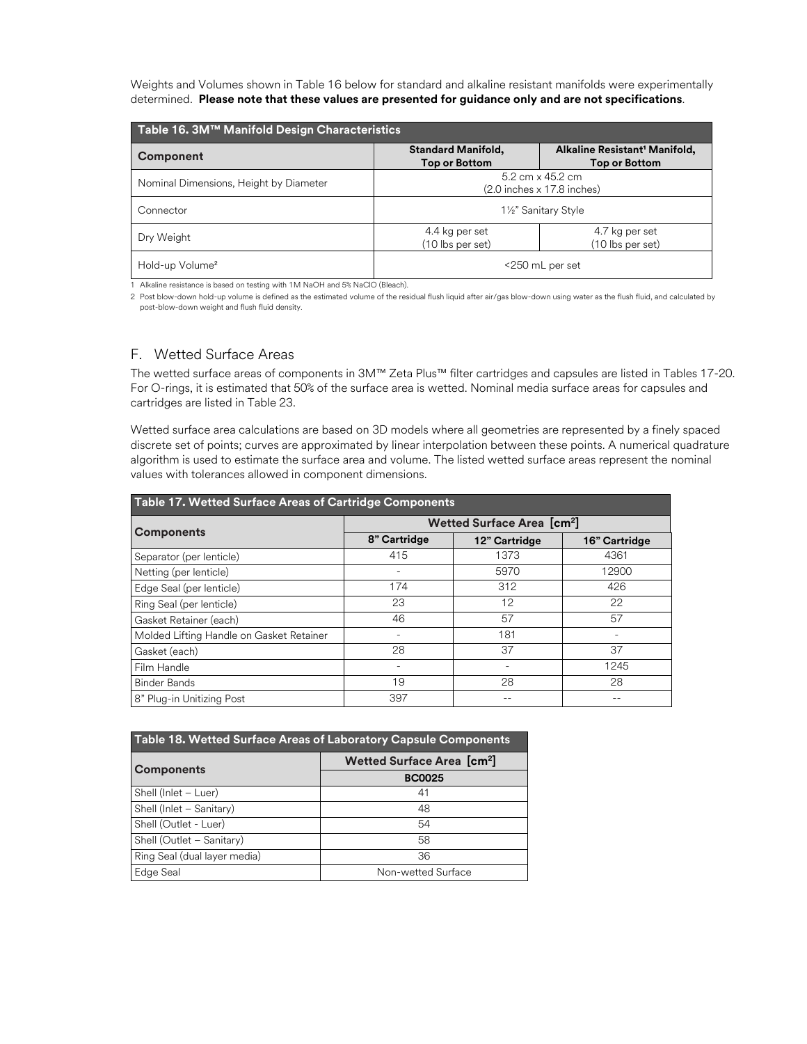Weights and Volumes shown in Table 16 below for standard and alkaline resistant manifolds were experimentally determined. **Please note that these values are presented for guidance only and are not specifications**.

| Table 16. 3M™ Manifold Design Characteristics | | |
|---|---|---|
| **Component** | **Standard Manifold, Top or Bottom** | **Alkaline Resistant[1] Manifold, Top or Bottom** |
| Nominal Dimensions, Height by Diameter | 5.2 cm x 45.2 cm (2.0 inches x 17.8 inches) | |
| Connector | 1½" Sanitary Style | |
| Dry Weight | 4.4 kg per set (10 lbs per set) | 4.7 kg per set (10 lbs per set) |
| Hold-up Volume[2] | <250 mL per set | |

1 Alkaline resistance is based on testing with 1M NaOH and 5% NaClO (Bleach).

2 Post blow-down hold-up volume is defined as the estimated volume of the residual flush liquid after air/gas blow-down using water as the flush fluid, and calculated by post-blow-down weight and flush fluid density.

## F. Wetted Surface Areas

The wetted surface areas of components in 3M™ Zeta Plus™ filter cartridges and capsules are listed in Tables 17-20. For O-rings, it is estimated that 50% of the surface area is wetted. Nominal media surface areas for capsules and cartridges are listed in Table 23.

Wetted surface area calculations are based on 3D models where all geometries are represented by a finely spaced discrete set of points; curves are approximated by linear interpolation between these points. A numerical quadrature algorithm is used to estimate the surface area and volume. The listed wetted surface areas represent the nominal values with tolerances allowed in component dimensions.

| Table 17. Wetted Surface Areas of Cartridge Components | | | |
|---|---|---|---|
| **Components** | **Wetted Surface Area [cm²]** | | |
| | **8" Cartridge** | **12" Cartridge** | **16" Cartridge** |
| Separator (per lenticle) | 415 | 1373 | 4361 |
| Netting (per lenticle) | - | 5970 | 12900 |
| Edge Seal (per lenticle) | 174 | 312 | 426 |
| Ring Seal (per lenticle) | 23 | 12 | 22 |
| Gasket Retainer (each) | 46 | 57 | 57 |
| Molded Lifting Handle on Gasket Retainer | - | 181 | - |
| Gasket (each) | 28 | 37 | 37 |
| Film Handle | - | - | 1245 |
| Binder Bands | 19 | 28 | 28 |
| 8" Plug-in Unitizing Post | 397 | -- | -- |

| Table 18. Wetted Surface Areas of Laboratory Capsule Components | |
|---|---|
| **Components** | **Wetted Surface Area [cm²]** |
| | **BC0025** |
| Shell (Inlet – Luer) | 41 |
| Shell (Inlet – Sanitary) | 48 |
| Shell (Outlet - Luer) | 54 |
| Shell (Outlet – Sanitary) | 58 |
| Ring Seal (dual layer media) | 36 |
| Edge Seal | Non-wetted Surface |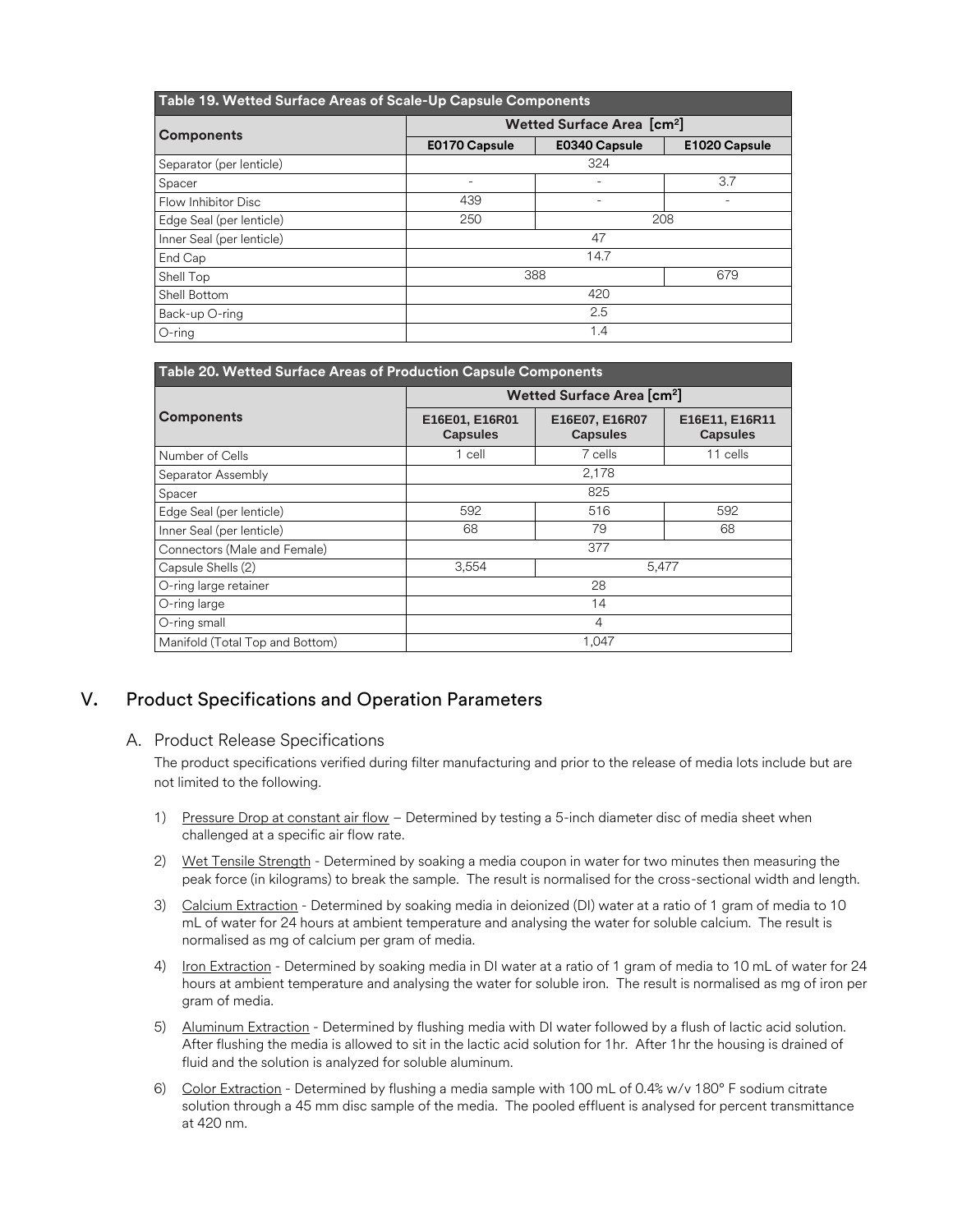| Table 19. Wetted Surface Areas of Scale-Up Capsule Components | | | |
|---|---|---|---|
| **Components** | **Wetted Surface Area [cm²]** | | |
| | **E0170 Capsule** | **E0340 Capsule** | **E1020 Capsule** |
| Separator (per lenticle) | 324 | | |
| Spacer | - | - | 3.7 |
| Flow Inhibitor Disc | 439 | - | - |
| Edge Seal (per lenticle) | 250 | 208 | |
| Inner Seal (per lenticle) | 47 | | |
| End Cap | 14.7 | | |
| Shell Top | 388 | | 679 |
| Shell Bottom | 420 | | |
| Back-up O-ring | 2.5 | | |
| O-ring | 1.4 | | |

| Table 20. Wetted Surface Areas of Production Capsule Components | | | |
|---|---|---|---|
| **Components** | **Wetted Surface Area [cm²]** | | |
| | **E16E01, E16R01 Capsules** | **E16E07, E16R07 Capsules** | **E16E11, E16R11 Capsules** |
| Number of Cells | 1 cell | 7 cells | 11 cells |
| Separator Assembly | 2,178 | | |
| Spacer | 825 | | |
| Edge Seal (per lenticle) | 592 | 516 | 592 |
| Inner Seal (per lenticle) | 68 | 79 | 68 |
| Connectors (Male and Female) | 377 | | |
| Capsule Shells (2) | 3,554 | 5,477 | |
| O-ring large retainer | 28 | | |
| O-ring large | 14 | | |
| O-ring small | 4 | | |
| Manifold (Total Top and Bottom) | 1,047 | | |

# V. Product Specifications and Operation Parameters

## A. Product Release Specifications

The product specifications verified during filter manufacturing and prior to the release of media lots include but are not limited to the following.

1) Pressure Drop at constant air flow – Determined by testing a 5-inch diameter disc of media sheet when challenged at a specific air flow rate.

2) Wet Tensile Strength - Determined by soaking a media coupon in water for two minutes then measuring the peak force (in kilograms) to break the sample. The result is normalised for the cross-sectional width and length.

3) Calcium Extraction - Determined by soaking media in deionized (DI) water at a ratio of 1 gram of media to 10 mL of water for 24 hours at ambient temperature and analysing the water for soluble calcium. The result is normalised as mg of calcium per gram of media.

4) Iron Extraction - Determined by soaking media in DI water at a ratio of 1 gram of media to 10 mL of water for 24 hours at ambient temperature and analysing the water for soluble iron. The result is normalised as mg of iron per gram of media.

5) Aluminum Extraction - Determined by flushing media with DI water followed by a flush of lactic acid solution. After flushing the media is allowed to sit in the lactic acid solution for 1hr. After 1hr the housing is drained of fluid and the solution is analyzed for soluble aluminum.

6) Color Extraction - Determined by flushing a media sample with 100 mL of 0.4% w/v 180° F sodium citrate solution through a 45 mm disc sample of the media. The pooled effluent is analysed for percent transmittance at 420 nm.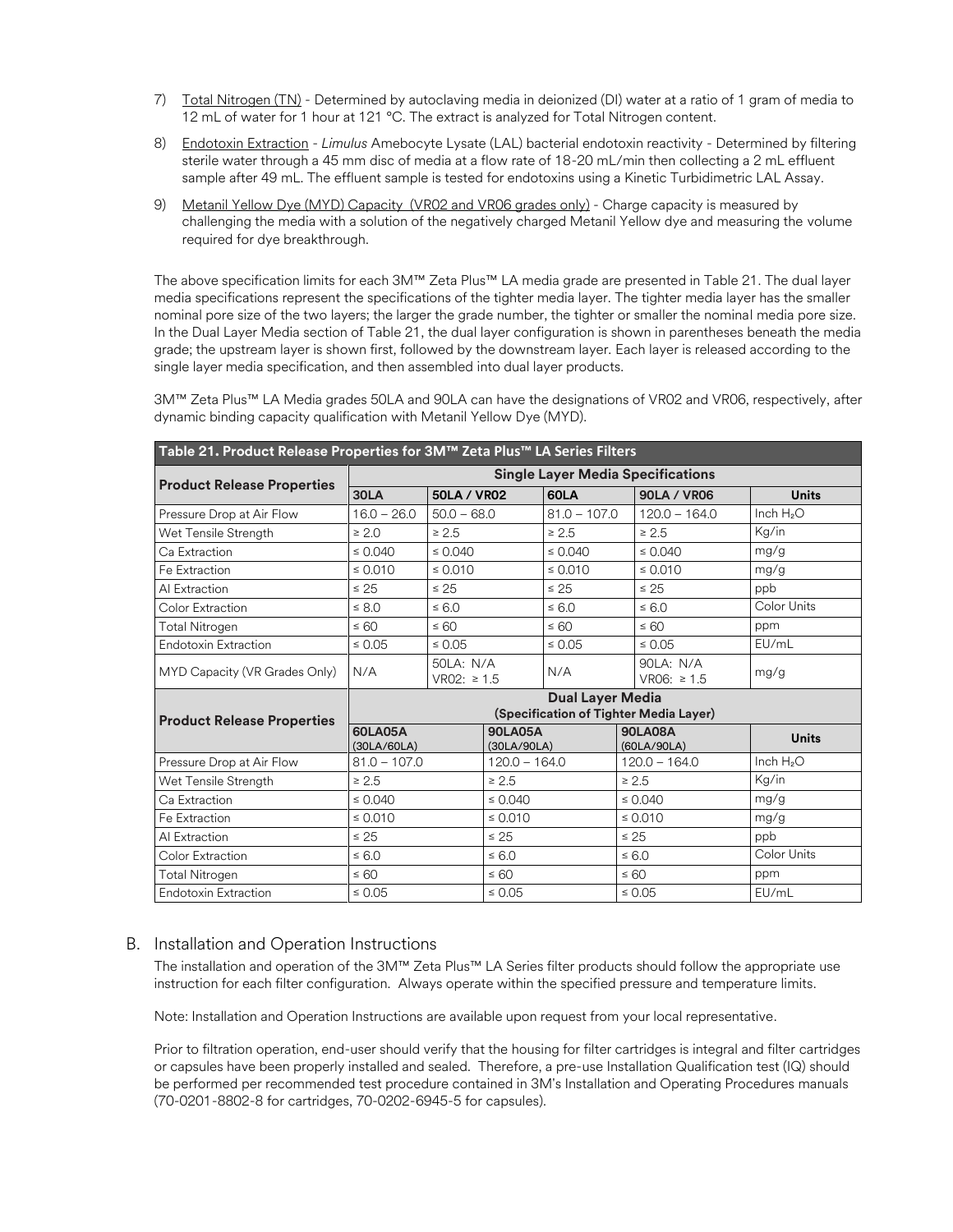7) Total Nitrogen (TN) - Determined by autoclaving media in deionized (DI) water at a ratio of 1 gram of media to 12 mL of water for 1 hour at 121 °C. The extract is analyzed for Total Nitrogen content.

8) Endotoxin Extraction - *Limulus* Amebocyte Lysate (LAL) bacterial endotoxin reactivity - Determined by filtering sterile water through a 45 mm disc of media at a flow rate of 18-20 mL/min then collecting a 2 mL effluent sample after 49 mL. The effluent sample is tested for endotoxins using a Kinetic Turbidimetric LAL Assay.

9) Metanil Yellow Dye (MYD) Capacity (VR02 and VR06 grades only) - Charge capacity is measured by challenging the media with a solution of the negatively charged Metanil Yellow dye and measuring the volume required for dye breakthrough.

The above specification limits for each 3M™ Zeta Plus™ LA media grade are presented in Table 21. The dual layer media specifications represent the specifications of the tighter media layer. The tighter media layer has the smaller nominal pore size of the two layers; the larger the grade number, the tighter or smaller the nominal media pore size. In the Dual Layer Media section of Table 21, the dual layer configuration is shown in parentheses beneath the media grade; the upstream layer is shown first, followed by the downstream layer. Each layer is released according to the single layer media specification, and then assembled into dual layer products.

3M™ Zeta Plus™ LA Media grades 50LA and 90LA can have the designations of VR02 and VR06, respectively, after dynamic binding capacity qualification with Metanil Yellow Dye (MYD).

**Table 21. Product Release Properties for 3M™ Zeta Plus™ LA Series Filters**

| Product Release Properties | Single Layer Media Specifications | | | | |
|---|---|---|---|---|---|
| | **30LA** | **50LA / VR02** | **60LA** | **90LA / VR06** | **Units** |
| Pressure Drop at Air Flow | 16.0 – 26.0 | 50.0 – 68.0 | 81.0 – 107.0 | 120.0 – 164.0 | Inch $H_2O$ |
| Wet Tensile Strength | ≥ 2.0 | ≥ 2.5 | ≥ 2.5 | ≥ 2.5 | Kg/in |
| Ca Extraction | ≤ 0.040 | ≤ 0.040 | ≤ 0.040 | ≤ 0.040 | mg/g |
| Fe Extraction | ≤ 0.010 | ≤ 0.010 | ≤ 0.010 | ≤ 0.010 | mg/g |
| Al Extraction | ≤ 25 | ≤ 25 | ≤ 25 | ≤ 25 | ppb |
| Color Extraction | ≤ 8.0 | ≤ 6.0 | ≤ 6.0 | ≤ 6.0 | Color Units |
| Total Nitrogen | ≤ 60 | ≤ 60 | ≤ 60 | ≤ 60 | ppm |
| Endotoxin Extraction | ≤ 0.05 | ≤ 0.05 | ≤ 0.05 | ≤ 0.05 | EU/mL |
| MYD Capacity (VR Grades Only) | N/A | 50LA: N/A VR02: ≥ 1.5 | N/A | 90LA: N/A VR06: ≥ 1.5 | mg/g |

| Product Release Properties | Dual Layer Media (Specification of Tighter Media Layer) | | | |
|---|---|---|---|---|
| | **60LA05A** (30LA/60LA) | **90LA05A** (30LA/90LA) | **90LA08A** (60LA/90LA) | **Units** |
| Pressure Drop at Air Flow | 81.0 – 107.0 | 120.0 – 164.0 | 120.0 – 164.0 | Inch $H_2O$ |
| Wet Tensile Strength | ≥ 2.5 | ≥ 2.5 | ≥ 2.5 | Kg/in |
| Ca Extraction | ≤ 0.040 | ≤ 0.040 | ≤ 0.040 | mg/g |
| Fe Extraction | ≤ 0.010 | ≤ 0.010 | ≤ 0.010 | mg/g |
| Al Extraction | ≤ 25 | ≤ 25 | ≤ 25 | ppb |
| Color Extraction | ≤ 6.0 | ≤ 6.0 | ≤ 6.0 | Color Units |
| Total Nitrogen | ≤ 60 | ≤ 60 | ≤ 60 | ppm |
| Endotoxin Extraction | ≤ 0.05 | ≤ 0.05 | ≤ 0.05 | EU/mL |

## B. Installation and Operation Instructions

The installation and operation of the 3M™ Zeta Plus™ LA Series filter products should follow the appropriate use instruction for each filter configuration. Always operate within the specified pressure and temperature limits.

Note: Installation and Operation Instructions are available upon request from your local representative.

Prior to filtration operation, end-user should verify that the housing for filter cartridges is integral and filter cartridges or capsules have been properly installed and sealed. Therefore, a pre-use Installation Qualification test (IQ) should be performed per recommended test procedure contained in 3M's Installation and Operating Procedures manuals (70-0201-8802-8 for cartridges, 70-0202-6945-5 for capsules).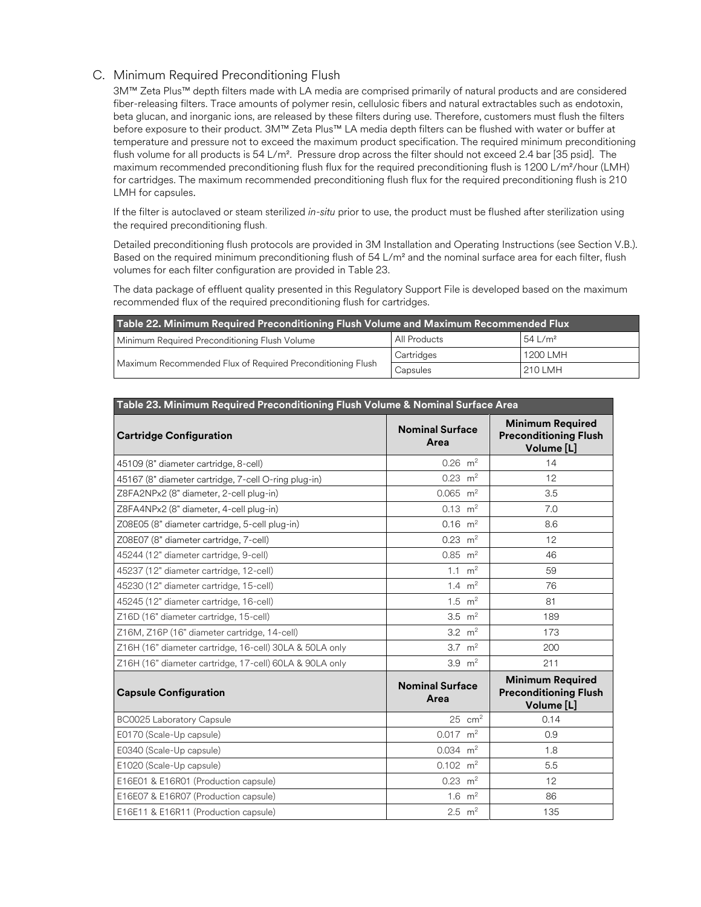### C. Minimum Required Preconditioning Flush

3M™ Zeta Plus™ depth filters made with LA media are comprised primarily of natural products and are considered fiber-releasing filters. Trace amounts of polymer resin, cellulosic fibers and natural extractables such as endotoxin, beta glucan, and inorganic ions, are released by these filters during use. Therefore, customers must flush the filters before exposure to their product. 3M™ Zeta Plus™ LA media depth filters can be flushed with water or buffer at temperature and pressure not to exceed the maximum product specification. The required minimum preconditioning flush volume for all products is 54 L/m². Pressure drop across the filter should not exceed 2.4 bar [35 psid]. The maximum recommended preconditioning flush flux for the required preconditioning flush is 1200 L/m²/hour (LMH) for cartridges. The maximum recommended preconditioning flush flux for the required preconditioning flush is 210 LMH for capsules.

If the filter is autoclaved or steam sterilized *in-situ* prior to use, the product must be flushed after sterilization using the required preconditioning flush.

Detailed preconditioning flush protocols are provided in 3M Installation and Operating Instructions (see Section V.B.). Based on the required minimum preconditioning flush of 54 L/m² and the nominal surface area for each filter, flush volumes for each filter configuration are provided in Table 23.

The data package of effluent quality presented in this Regulatory Support File is developed based on the maximum recommended flux of the required preconditioning flush for cartridges.

| Table 22. Minimum Required Preconditioning Flush Volume and Maximum Recommended Flux | | |
|---|---|---|
| Minimum Required Preconditioning Flush Volume | All Products | 54 L/m² |
| Maximum Recommended Flux of Required Preconditioning Flush | Cartridges | 1200 LMH |
| | Capsules | 210 LMH |

| Table 23. Minimum Required Preconditioning Flush Volume & Nominal Surface Area | | |
|---|---|---|
| **Cartridge Configuration** | **Nominal Surface Area** | **Minimum Required Preconditioning Flush Volume [L]** |
| 45109 (8" diameter cartridge, 8-cell) | 0.26 m² | 14 |
| 45167 (8" diameter cartridge, 7-cell O-ring plug-in) | 0.23 m² | 12 |
| Z8FA2NPx2 (8" diameter, 2-cell plug-in) | 0.065 m² | 3.5 |
| Z8FA4NPx2 (8" diameter, 4-cell plug-in) | 0.13 m² | 7.0 |
| Z08E05 (8" diameter cartridge, 5-cell plug-in) | 0.16 m² | 8.6 |
| Z08E07 (8" diameter cartridge, 7-cell) | 0.23 m² | 12 |
| 45244 (12" diameter cartridge, 9-cell) | 0.85 m² | 46 |
| 45237 (12" diameter cartridge, 12-cell) | 1.1 m² | 59 |
| 45230 (12" diameter cartridge, 15-cell) | 1.4 m² | 76 |
| 45245 (12" diameter cartridge, 16-cell) | 1.5 m² | 81 |
| Z16D (16" diameter cartridge, 15-cell) | 3.5 m² | 189 |
| Z16M, Z16P (16" diameter cartridge, 14-cell) | 3.2 m² | 173 |
| Z16H (16" diameter cartridge, 16-cell) 30LA & 50LA only | 3.7 m² | 200 |
| Z16H (16" diameter cartridge, 17-cell) 60LA & 90LA only | 3.9 m² | 211 |
| **Capsule Configuration** | **Nominal Surface Area** | **Minimum Required Preconditioning Flush Volume [L]** |
| BC0025 Laboratory Capsule | 25 cm² | 0.14 |
| E0170 (Scale-Up capsule) | 0.017 m² | 0.9 |
| E0340 (Scale-Up capsule) | 0.034 m² | 1.8 |
| E1020 (Scale-Up capsule) | 0.102 m² | 5.5 |
| E16E01 & E16R01 (Production capsule) | 0.23 m² | 12 |
| E16E07 & E16R07 (Production capsule) | 1.6 m² | 86 |
| E16E11 & E16R11 (Production capsule) | 2.5 m² | 135 |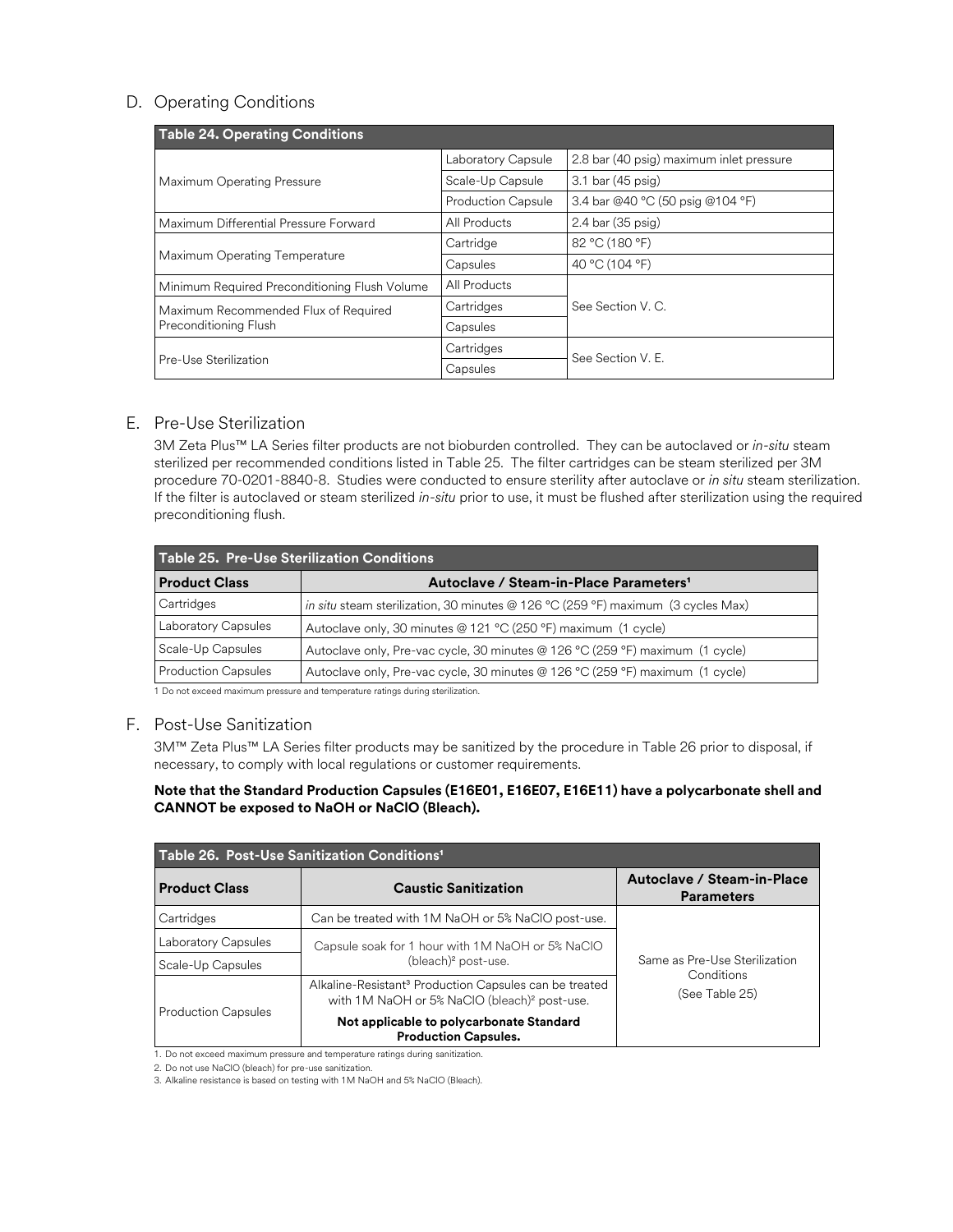## D. Operating Conditions

| Table 24. Operating Conditions | | |
|---|---|---|
| Maximum Operating Pressure | Laboratory Capsule | 2.8 bar (40 psig) maximum inlet pressure |
| | Scale-Up Capsule | 3.1 bar (45 psig) |
| | Production Capsule | 3.4 bar @40 °C (50 psig @104 °F) |
| Maximum Differential Pressure Forward | All Products | 2.4 bar (35 psig) |
| Maximum Operating Temperature | Cartridge | 82 °C (180 °F) |
| | Capsules | 40 °C (104 °F) |
| Minimum Required Preconditioning Flush Volume | All Products | See Section V. C. |
| Maximum Recommended Flux of Required Preconditioning Flush | Cartridges | |
| | Capsules | |
| Pre-Use Sterilization | Cartridges | See Section V. E. |
| | Capsules | |

## E. Pre-Use Sterilization

3M Zeta Plus™ LA Series filter products are not bioburden controlled. They can be autoclaved or *in-situ* steam sterilized per recommended conditions listed in Table 25. The filter cartridges can be steam sterilized per 3M procedure 70-0201-8840-8. Studies were conducted to ensure sterility after autoclave or *in situ* steam sterilization. If the filter is autoclaved or steam sterilized *in-situ* prior to use, it must be flushed after sterilization using the required preconditioning flush.

| Table 25. Pre-Use Sterilization Conditions | |
|---|---|
| **Product Class** | **Autoclave / Steam-in-Place Parameters[1]** |
| Cartridges | *in situ* steam sterilization, 30 minutes @ 126 °C (259 °F) maximum (3 cycles Max) |
| Laboratory Capsules | Autoclave only, 30 minutes @ 121 °C (250 °F) maximum (1 cycle) |
| Scale-Up Capsules | Autoclave only, Pre-vac cycle, 30 minutes @ 126 °C (259 °F) maximum (1 cycle) |
| Production Capsules | Autoclave only, Pre-vac cycle, 30 minutes @ 126 °C (259 °F) maximum (1 cycle) |

1 Do not exceed maximum pressure and temperature ratings during sterilization.

## F. Post-Use Sanitization

3M™ Zeta Plus™ LA Series filter products may be sanitized by the procedure in Table 26 prior to disposal, if necessary, to comply with local regulations or customer requirements.

**Note that the Standard Production Capsules (E16E01, E16E07, E16E11) have a polycarbonate shell and CANNOT be exposed to NaOH or NaClO (Bleach).**

| Table 26. Post-Use Sanitization Conditions[1] | | |
|---|---|---|
| **Product Class** | **Caustic Sanitization** | **Autoclave / Steam-in-Place Parameters** |
| Cartridges | Can be treated with 1M NaOH or 5% NaClO post-use. | Same as Pre-Use Sterilization Conditions (See Table 25) |
| Laboratory Capsules | Capsule soak for 1 hour with 1M NaOH or 5% NaClO (bleach)[2] post-use. | |
| Scale-Up Capsules | | |
| Production Capsules | Alkaline-Resistant[3] Production Capsules can be treated with 1M NaOH or 5% NaClO (bleach)[2] post-use. **Not applicable to polycarbonate Standard Production Capsules.** | |

1. Do not exceed maximum pressure and temperature ratings during sanitization.
2. Do not use NaClO (bleach) for pre-use sanitization.
3. Alkaline resistance is based on testing with 1M NaOH and 5% NaClO (Bleach).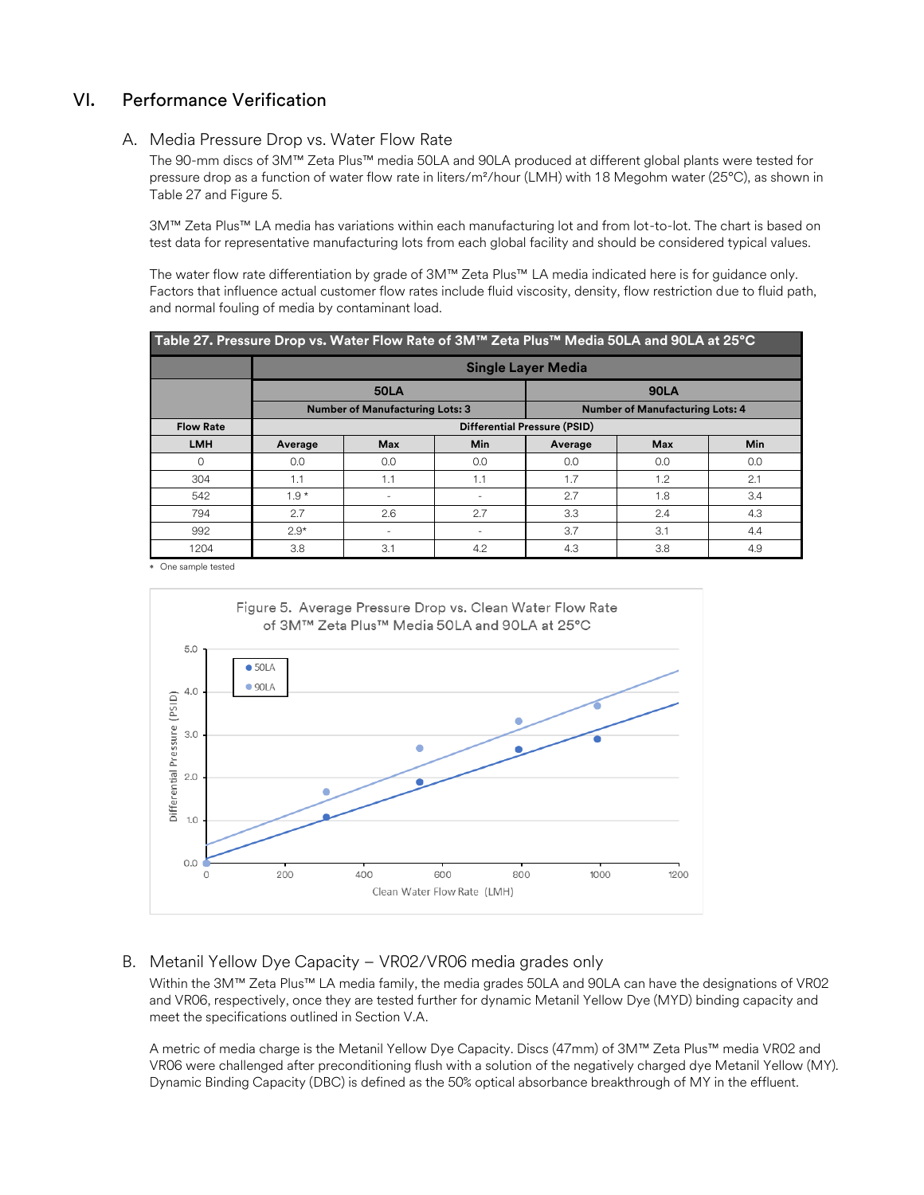## VI. Performance Verification

### A. Media Pressure Drop vs. Water Flow Rate

The 90-mm discs of 3M™ Zeta Plus™ media 50LA and 90LA produced at different global plants were tested for pressure drop as a function of water flow rate in liters/m²/hour (LMH) with 18 Megohm water (25°C), as shown in Table 27 and Figure 5.

3M™ Zeta Plus™ LA media has variations within each manufacturing lot and from lot-to-lot. The chart is based on test data for representative manufacturing lots from each global facility and should be considered typical values.

The water flow rate differentiation by grade of 3M™ Zeta Plus™ LA media indicated here is for guidance only. Factors that influence actual customer flow rates include fluid viscosity, density, flow restriction due to fluid path, and normal fouling of media by contaminant load.

**Table 27. Pressure Drop vs. Water Flow Rate of 3M™ Zeta Plus™ Media 50LA and 90LA at 25°C**

| | Single Layer Media | | | | | |
|---|---|---|---|---|---|---|
| | 50LA | | | 90LA | | |
| | Number of Manufacturing Lots: 3 | | | Number of Manufacturing Lots: 4 | | |
| Flow Rate | Differential Pressure (PSID) | | | | | |
| LMH | Average | Max | Min | Average | Max | Min |
| 0 | 0.0 | 0.0 | 0.0 | 0.0 | 0.0 | 0.0 |
| 304 | 1.1 | 1.1 | 1.1 | 1.7 | 1.2 | 2.1 |
| 542 | 1.9 * | - | - | 2.7 | 1.8 | 3.4 |
| 794 | 2.7 | 2.6 | 2.7 | 3.3 | 2.4 | 4.3 |
| 992 | 2.9* | - | - | 3.7 | 3.1 | 4.4 |
| 1204 | 3.8 | 3.1 | 4.2 | 4.3 | 3.8 | 4.9 |

* One sample tested

Figure 5. Average Pressure Drop vs. Clean Water Flow Rate of 3M™ Zeta Plus™ Media 50LA and 90LA at 25°C

### B. Metanil Yellow Dye Capacity – VR02/VR06 media grades only

Within the 3M™ Zeta Plus™ LA media family, the media grades 50LA and 90LA can have the designations of VR02 and VR06, respectively, once they are tested further for dynamic Metanil Yellow Dye (MYD) binding capacity and meet the specifications outlined in Section V.A.

A metric of media charge is the Metanil Yellow Dye Capacity. Discs (47mm) of 3M™ Zeta Plus™ media VR02 and VR06 were challenged after preconditioning flush with a solution of the negatively charged dye Metanil Yellow (MY). Dynamic Binding Capacity (DBC) is defined as the 50% optical absorbance breakthrough of MY in the effluent.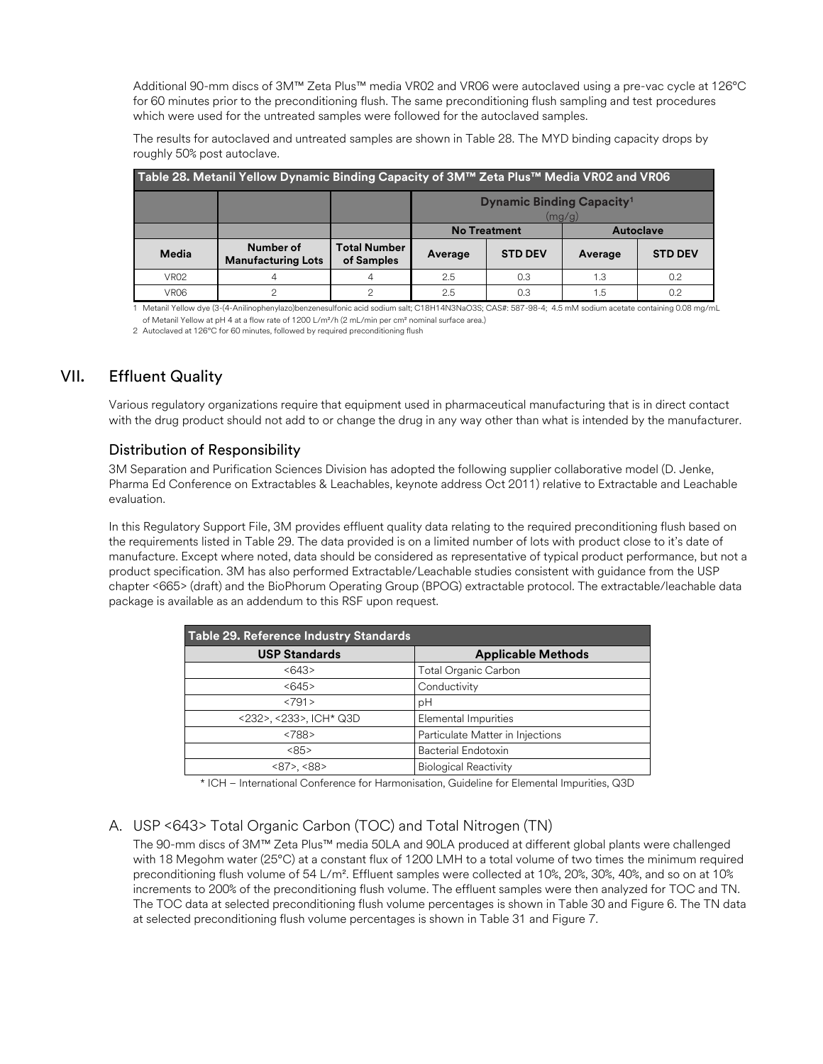Additional 90-mm discs of 3M™ Zeta Plus™ media VR02 and VR06 were autoclaved using a pre-vac cycle at 126°C for 60 minutes prior to the preconditioning flush. The same preconditioning flush sampling and test procedures which were used for the untreated samples were followed for the autoclaved samples.

The results for autoclaved and untreated samples are shown in Table 28. The MYD binding capacity drops by roughly 50% post autoclave.

**Table 28. Metanil Yellow Dynamic Binding Capacity of 3M™ Zeta Plus™ Media VR02 and VR06**

| | | | Dynamic Binding Capacity[1] (mg/g) | | | |
|---|---|---|---|---|---|---|
| | | | No Treatment | | Autoclave | |
| Media | Number of Manufacturing Lots | Total Number of Samples | Average | STD DEV | Average | STD DEV |
| VR02 | 4 | 4 | 2.5 | 0.3 | 1.3 | 0.2 |
| VR06 | 2 | 2 | 2.5 | 0.3 | 1.5 | 0.2 |

1 Metanil Yellow dye (3-(4-Anilinophenylazo)benzenesulfonic acid sodium salt; $C_{18}H_{14}N_3NaO_3S$; CAS#: 587-98-4; 4.5 mM sodium acetate containing 0.08 mg/mL of Metanil Yellow at pH 4 at a flow rate of 1200 L/m²/h (2 mL/min per cm² nominal surface area.)

2 Autoclaved at 126°C for 60 minutes, followed by required preconditioning flush

## VII. Effluent Quality

Various regulatory organizations require that equipment used in pharmaceutical manufacturing that is in direct contact with the drug product should not add to or change the drug in any way other than what is intended by the manufacturer.

### Distribution of Responsibility

3M Separation and Purification Sciences Division has adopted the following supplier collaborative model (D. Jenke, Pharma Ed Conference on Extractables & Leachables, keynote address Oct 2011) relative to Extractable and Leachable evaluation.

In this Regulatory Support File, 3M provides effluent quality data relating to the required preconditioning flush based on the requirements listed in Table 29. The data provided is on a limited number of lots with product close to it's date of manufacture. Except where noted, data should be considered as representative of typical product performance, but not a product specification. 3M has also performed Extractable/Leachable studies consistent with guidance from the USP chapter <665> (draft) and the BioPhorum Operating Group (BPOG) extractable protocol. The extractable/leachable data package is available as an addendum to this RSF upon request.

**Table 29. Reference Industry Standards**

| USP Standards | Applicable Methods |
|---|---|
| <643> | Total Organic Carbon |
| <645> | Conductivity |
| <791> | pH |
| <232>, <233>, ICH* Q3D | Elemental Impurities |
| <788> | Particulate Matter in Injections |
| <85> | Bacterial Endotoxin |
| <87>, <88> | Biological Reactivity |

\* ICH – International Conference for Harmonisation, Guideline for Elemental Impurities, Q3D

### A. USP <643> Total Organic Carbon (TOC) and Total Nitrogen (TN)

The 90-mm discs of 3M™ Zeta Plus™ media 50LA and 90LA produced at different global plants were challenged with 18 Megohm water (25°C) at a constant flux of 1200 LMH to a total volume of two times the minimum required preconditioning flush volume of 54 L/m². Effluent samples were collected at 10%, 20%, 30%, 40%, and so on at 10% increments to 200% of the preconditioning flush volume. The effluent samples were then analyzed for TOC and TN. The TOC data at selected preconditioning flush volume percentages is shown in Table 30 and Figure 6. The TN data at selected preconditioning flush volume percentages is shown in Table 31 and Figure 7.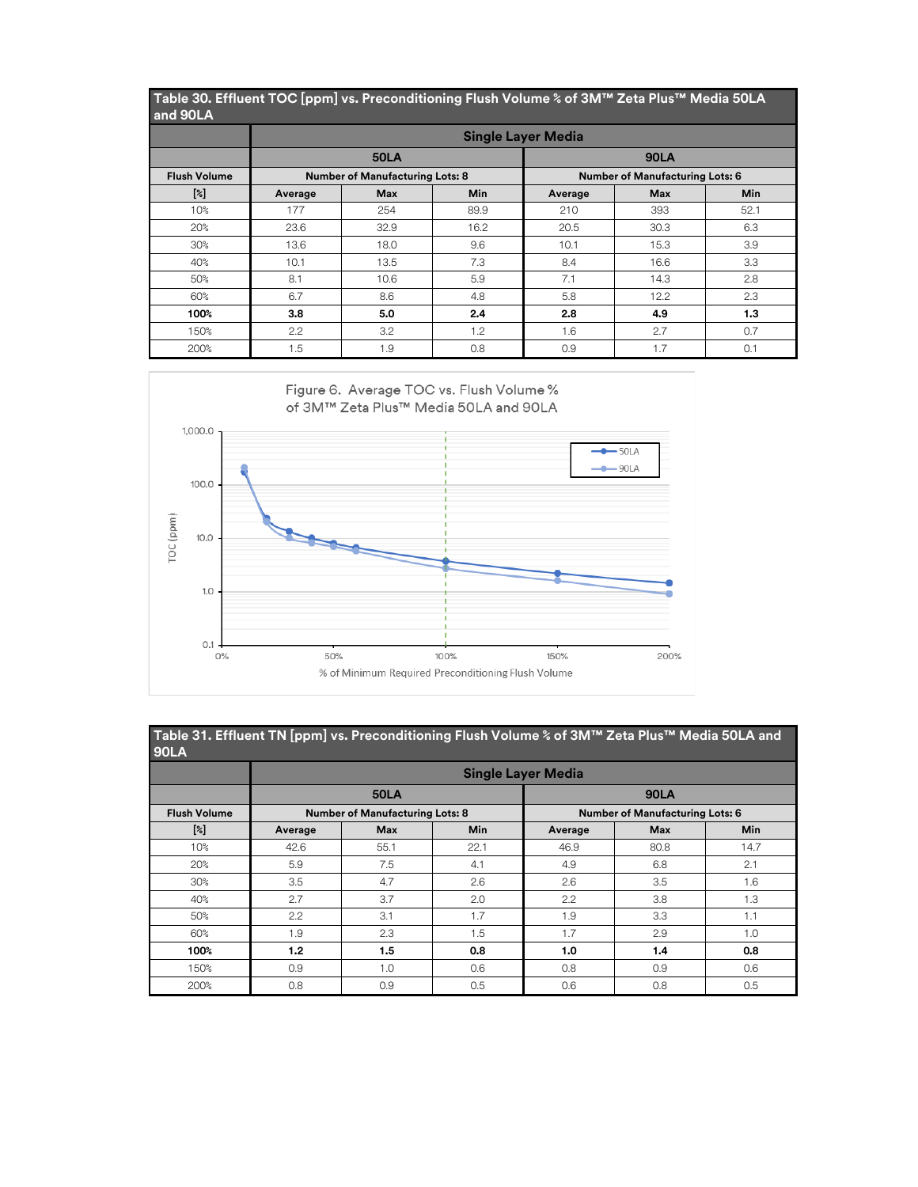**Table 30. Effluent TOC [ppm] vs. Preconditioning Flush Volume % of 3M™ Zeta Plus™ Media 50LA and 90LA**

| | Single Layer Media | | | | | |
|---|---|---|---|---|---|---|
| | 50LA | | | 90LA | | |
| Flush Volume | Number of Manufacturing Lots: 8 | | | Number of Manufacturing Lots: 6 | | |
| [%] | Average | Max | Min | Average | Max | Min |
| 10% | 177 | 254 | 89.9 | 210 | 393 | 52.1 |
| 20% | 23.6 | 32.9 | 16.2 | 20.5 | 30.3 | 6.3 |
| 30% | 13.6 | 18.0 | 9.6 | 10.1 | 15.3 | 3.9 |
| 40% | 10.1 | 13.5 | 7.3 | 8.4 | 16.6 | 3.3 |
| 50% | 8.1 | 10.6 | 5.9 | 7.1 | 14.3 | 2.8 |
| 60% | 6.7 | 8.6 | 4.8 | 5.8 | 12.2 | 2.3 |
| **100%** | **3.8** | **5.0** | **2.4** | **2.8** | **4.9** | **1.3** |
| 150% | 2.2 | 3.2 | 1.2 | 1.6 | 2.7 | 0.7 |
| 200% | 1.5 | 1.9 | 0.8 | 0.9 | 1.7 | 0.1 |

Figure 6. Average TOC vs. Flush Volume % of 3M™ Zeta Plus™ Media 50LA and 90LA

**Table 31. Effluent TN [ppm] vs. Preconditioning Flush Volume % of 3M™ Zeta Plus™ Media 50LA and 90LA**

| | Single Layer Media | | | | | |
|---|---|---|---|---|---|---|
| | 50LA | | | 90LA | | |
| Flush Volume | Number of Manufacturing Lots: 8 | | | Number of Manufacturing Lots: 6 | | |
| [%] | Average | Max | Min | Average | Max | Min |
| 10% | 42.6 | 55.1 | 22.1 | 46.9 | 80.8 | 14.7 |
| 20% | 5.9 | 7.5 | 4.1 | 4.9 | 6.8 | 2.1 |
| 30% | 3.5 | 4.7 | 2.6 | 2.6 | 3.5 | 1.6 |
| 40% | 2.7 | 3.7 | 2.0 | 2.2 | 3.8 | 1.3 |
| 50% | 2.2 | 3.1 | 1.7 | 1.9 | 3.3 | 1.1 |
| 60% | 1.9 | 2.3 | 1.5 | 1.7 | 2.9 | 1.0 |
| **100%** | **1.2** | **1.5** | **0.8** | **1.0** | **1.4** | **0.8** |
| 150% | 0.9 | 1.0 | 0.6 | 0.8 | 0.9 | 0.6 |
| 200% | 0.8 | 0.9 | 0.5 | 0.6 | 0.8 | 0.5 |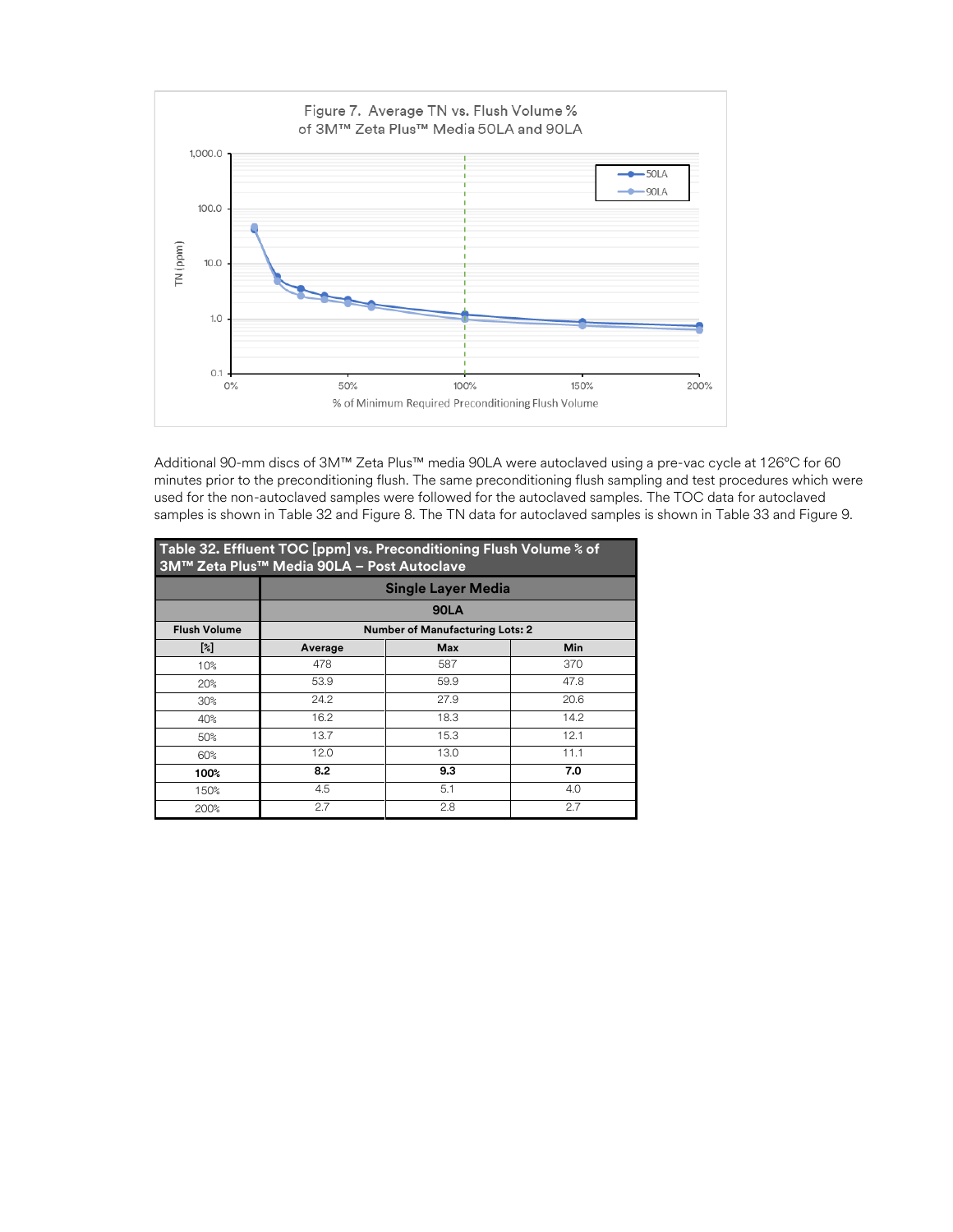Figure 7. Average TN vs. Flush Volume % of 3M™ Zeta Plus™ Media 50LA and 90LA

Additional 90-mm discs of 3M™ Zeta Plus™ media 90LA were autoclaved using a pre-vac cycle at 126°C for 60 minutes prior to the preconditioning flush. The same preconditioning flush sampling and test procedures which were used for the non-autoclaved samples were followed for the autoclaved samples. The TOC data for autoclaved samples is shown in Table 32 and Figure 8. The TN data for autoclaved samples is shown in Table 33 and Figure 9.

**Table 32. Effluent TOC [ppm] vs. Preconditioning Flush Volume % of 3M™ Zeta Plus™ Media 90LA – Post Autoclave**

| | Single Layer Media | | |
|---|---|---|---|
| | 90LA | | |
| Flush Volume | Number of Manufacturing Lots: 2 | | |
| [%] | Average | Max | Min |
| 10% | 478 | 587 | 370 |
| 20% | 53.9 | 59.9 | 47.8 |
| 30% | 24.2 | 27.9 | 20.6 |
| 40% | 16.2 | 18.3 | 14.2 |
| 50% | 13.7 | 15.3 | 12.1 |
| 60% | 12.0 | 13.0 | 11.1 |
| **100%** | **8.2** | **9.3** | **7.0** |
| 150% | 4.5 | 5.1 | 4.0 |
| 200% | 2.7 | 2.8 | 2.7 |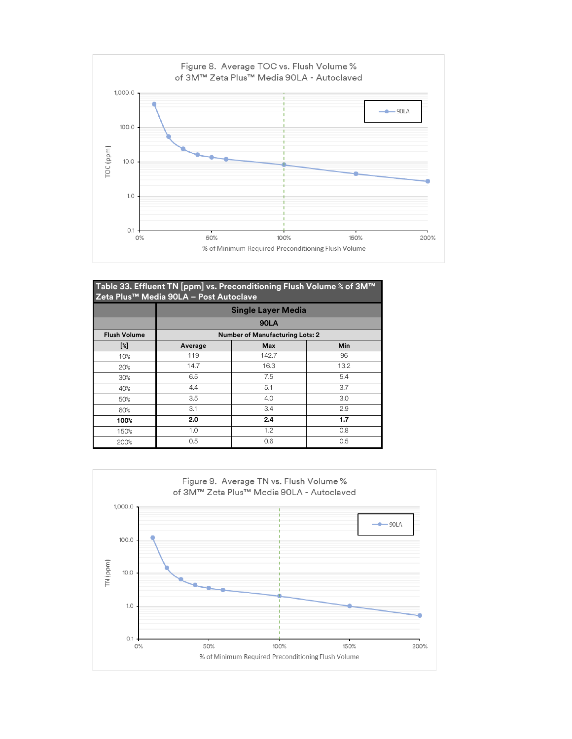Figure 8. Average TOC vs. Flush Volume % of 3M™ Zeta Plus™ Media 90LA - Autoclaved

Table 33. Effluent TN [ppm] vs. Preconditioning Flush Volume % of 3M™ Zeta Plus™ Media 90LA – Post Autoclave

| | Single Layer Media | | |
|---|---|---|---|
| | 90LA | | |
| Flush Volume | Number of Manufacturing Lots: 2 | | |
| [%] | Average | Max | Min |
| 10% | 119 | 142.7 | 96 |
| 20% | 14.7 | 16.3 | 13.2 |
| 30% | 6.5 | 7.5 | 5.4 |
| 40% | 4.4 | 5.1 | 3.7 |
| 50% | 3.5 | 4.0 | 3.0 |
| 60% | 3.1 | 3.4 | 2.9 |
| **100%** | **2.0** | **2.4** | **1.7** |
| 150% | 1.0 | 1.2 | 0.8 |
| 200% | 0.5 | 0.6 | 0.5 |

Figure 9. Average TN vs. Flush Volume % of 3M™ Zeta Plus™ Media 90LA - Autoclaved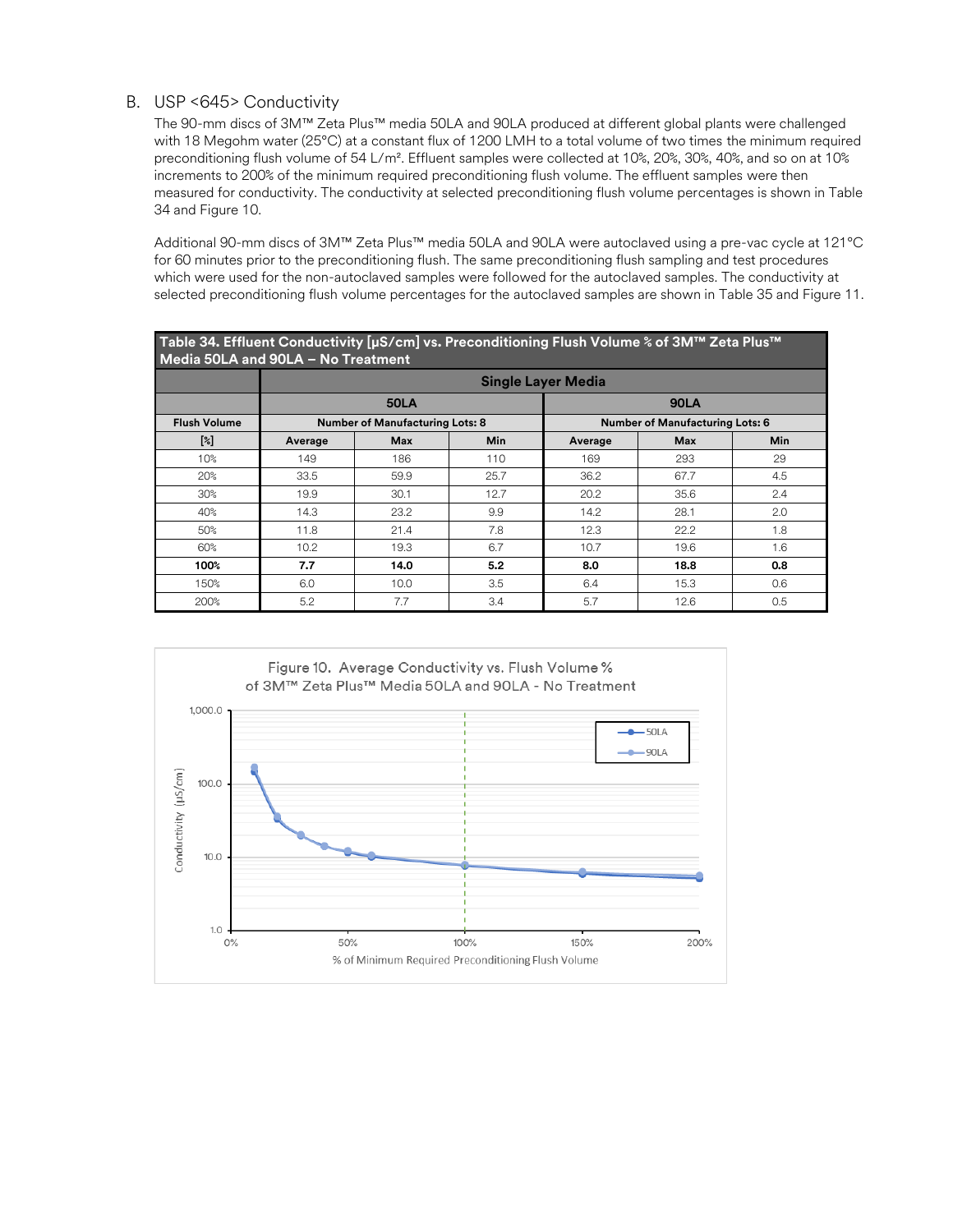## B. USP <645> Conductivity

The 90-mm discs of 3M™ Zeta Plus™ media 50LA and 90LA produced at different global plants were challenged with 18 Megohm water (25°C) at a constant flux of 1200 LMH to a total volume of two times the minimum required preconditioning flush volume of 54 L/m². Effluent samples were collected at 10%, 20%, 30%, 40%, and so on at 10% increments to 200% of the minimum required preconditioning flush volume. The effluent samples were then measured for conductivity. The conductivity at selected preconditioning flush volume percentages is shown in Table 34 and Figure 10.

Additional 90-mm discs of 3M™ Zeta Plus™ media 50LA and 90LA were autoclaved using a pre-vac cycle at 121°C for 60 minutes prior to the preconditioning flush. The same preconditioning flush sampling and test procedures which were used for the non-autoclaved samples were followed for the autoclaved samples. The conductivity at selected preconditioning flush volume percentages for the autoclaved samples are shown in Table 35 and Figure 11.

**Table 34. Effluent Conductivity [µS/cm] vs. Preconditioning Flush Volume % of 3M™ Zeta Plus™ Media 50LA and 90LA – No Treatment**

| | Single Layer Media | | | | | |
|---|---|---|---|---|---|---|
| | 50LA | | | 90LA | | |
| Flush Volume | Number of Manufacturing Lots: 8 | | | Number of Manufacturing Lots: 6 | | |
| [%] | Average | Max | Min | Average | Max | Min |
| 10% | 149 | 186 | 110 | 169 | 293 | 29 |
| 20% | 33.5 | 59.9 | 25.7 | 36.2 | 67.7 | 4.5 |
| 30% | 19.9 | 30.1 | 12.7 | 20.2 | 35.6 | 2.4 |
| 40% | 14.3 | 23.2 | 9.9 | 14.2 | 28.1 | 2.0 |
| 50% | 11.8 | 21.4 | 7.8 | 12.3 | 22.2 | 1.8 |
| 60% | 10.2 | 19.3 | 6.7 | 10.7 | 19.6 | 1.6 |
| **100%** | **7.7** | **14.0** | **5.2** | **8.0** | **18.8** | **0.8** |
| 150% | 6.0 | 10.0 | 3.5 | 6.4 | 15.3 | 0.6 |
| 200% | 5.2 | 7.7 | 3.4 | 5.7 | 12.6 | 0.5 |

Figure 10. Average Conductivity vs. Flush Volume % of 3M™ Zeta Plus™ Media 50LA and 90LA - No Treatment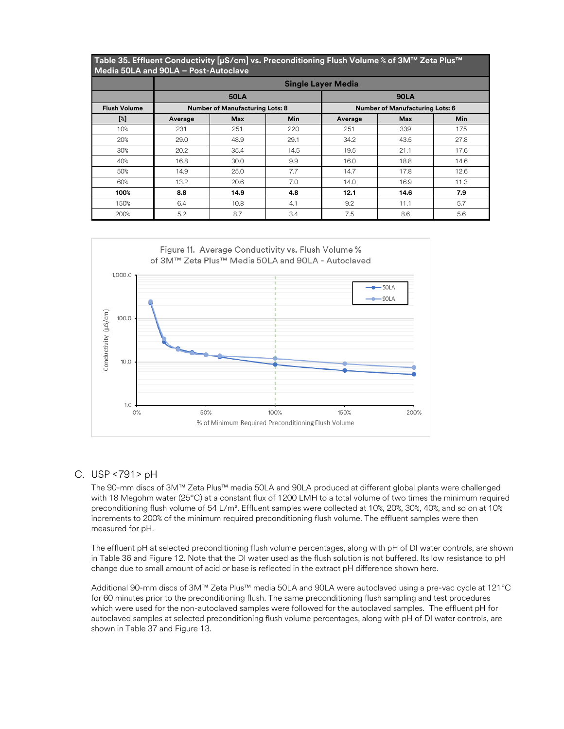**Table 35. Effluent Conductivity [µS/cm] vs. Preconditioning Flush Volume % of 3M™ Zeta Plus™ Media 50LA and 90LA – Post-Autoclave**

| | Single Layer Media | | | | | |
|---|---|---|---|---|---|---|
| | 50LA | | | 90LA | | |
| Flush Volume | Number of Manufacturing Lots: 8 | | | Number of Manufacturing Lots: 6 | | |
| [%] | Average | Max | Min | Average | Max | Min |
| 10% | 231 | 251 | 220 | 251 | 339 | 175 |
| 20% | 29.0 | 48.9 | 29.1 | 34.2 | 43.5 | 27.8 |
| 30% | 20.2 | 35.4 | 14.5 | 19.5 | 21.1 | 17.6 |
| 40% | 16.8 | 30.0 | 9.9 | 16.0 | 18.8 | 14.6 |
| 50% | 14.9 | 25.0 | 7.7 | 14.7 | 17.8 | 12.6 |
| 60% | 13.2 | 20.6 | 7.0 | 14.0 | 16.9 | 11.3 |
| **100%** | **8.8** | **14.9** | **4.8** | **12.1** | **14.6** | **7.9** |
| 150% | 6.4 | 10.8 | 4.1 | 9.2 | 11.1 | 5.7 |
| 200% | 5.2 | 8.7 | 3.4 | 7.5 | 8.6 | 5.6 |

Figure 11. Average Conductivity vs. Flush Volume % of 3M™ Zeta Plus™ Media 50LA and 90LA - Autoclaved

## C. USP <791> pH

The 90-mm discs of 3M™ Zeta Plus™ media 50LA and 90LA produced at different global plants were challenged with 18 Megohm water (25°C) at a constant flux of 1200 LMH to a total volume of two times the minimum required preconditioning flush volume of 54 L/m². Effluent samples were collected at 10%, 20%, 30%, 40%, and so on at 10% increments to 200% of the minimum required preconditioning flush volume. The effluent samples were then measured for pH.

The effluent pH at selected preconditioning flush volume percentages, along with pH of DI water controls, are shown in Table 36 and Figure 12. Note that the DI water used as the flush solution is not buffered. Its low resistance to pH change due to small amount of acid or base is reflected in the extract pH difference shown here.

Additional 90-mm discs of 3M™ Zeta Plus™ media 50LA and 90LA were autoclaved using a pre-vac cycle at 121°C for 60 minutes prior to the preconditioning flush. The same preconditioning flush sampling and test procedures which were used for the non-autoclaved samples were followed for the autoclaved samples. The effluent pH for autoclaved samples at selected preconditioning flush volume percentages, along with pH of DI water controls, are shown in Table 37 and Figure 13.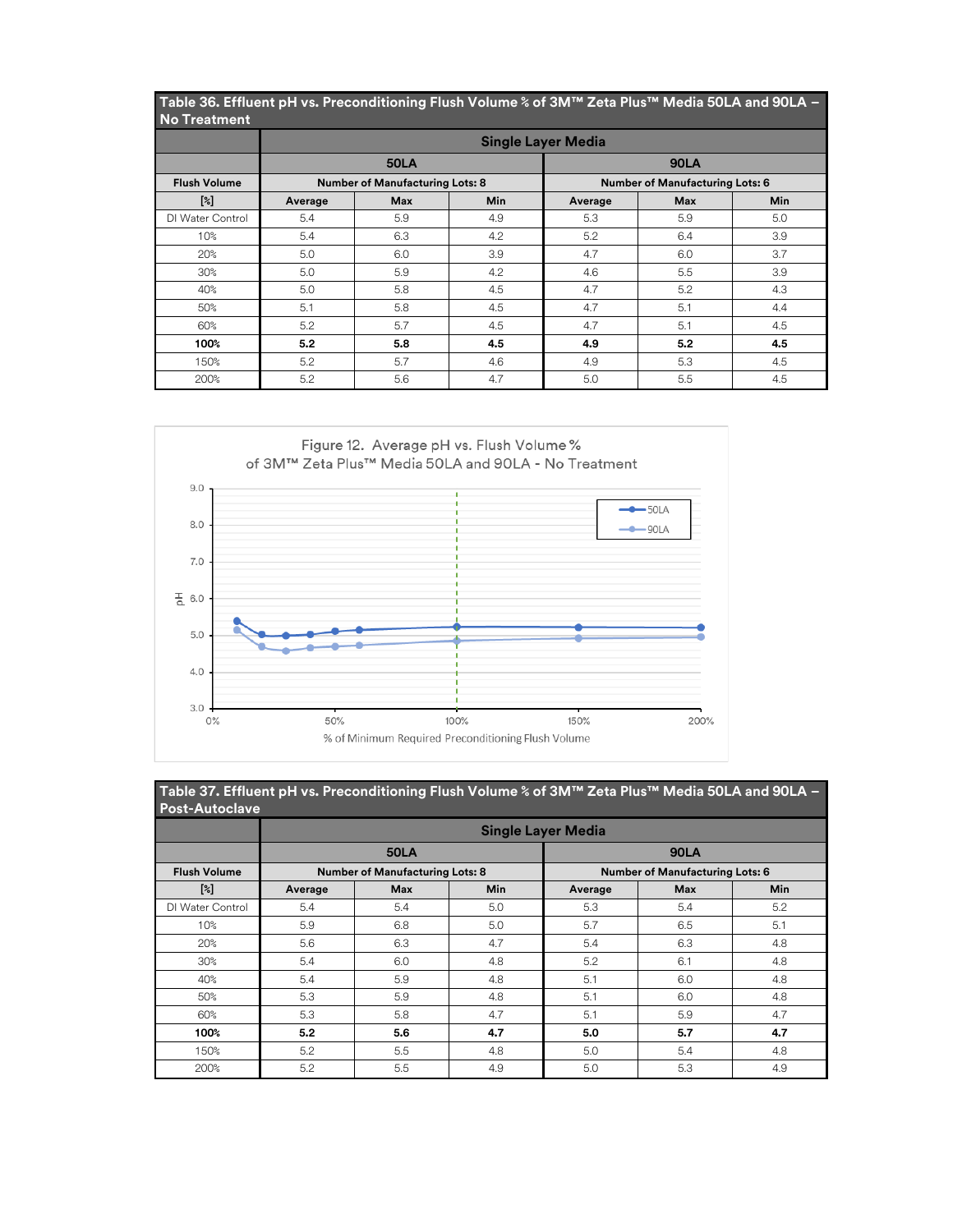**Table 36. Effluent pH vs. Preconditioning Flush Volume % of 3M™ Zeta Plus™ Media 50LA and 90LA – No Treatment**

| | Single Layer Media | | | | | |
|---|---|---|---|---|---|---|
| | 50LA | | | 90LA | | |
| Flush Volume | Number of Manufacturing Lots: 8 | | | Number of Manufacturing Lots: 6 | | |
| [%] | Average | Max | Min | Average | Max | Min |
| DI Water Control | 5.4 | 5.9 | 4.9 | 5.3 | 5.9 | 5.0 |
| 10% | 5.4 | 6.3 | 4.2 | 5.2 | 6.4 | 3.9 |
| 20% | 5.0 | 6.0 | 3.9 | 4.7 | 6.0 | 3.7 |
| 30% | 5.0 | 5.9 | 4.2 | 4.6 | 5.5 | 3.9 |
| 40% | 5.0 | 5.8 | 4.5 | 4.7 | 5.2 | 4.3 |
| 50% | 5.1 | 5.8 | 4.5 | 4.7 | 5.1 | 4.4 |
| 60% | 5.2 | 5.7 | 4.5 | 4.7 | 5.1 | 4.5 |
| **100%** | **5.2** | **5.8** | **4.5** | **4.9** | **5.2** | **4.5** |
| 150% | 5.2 | 5.7 | 4.6 | 4.9 | 5.3 | 4.5 |
| 200% | 5.2 | 5.6 | 4.7 | 5.0 | 5.5 | 4.5 |

Figure 12. Average pH vs. Flush Volume % of 3M™ Zeta Plus™ Media 50LA and 90LA - No Treatment

**Table 37. Effluent pH vs. Preconditioning Flush Volume % of 3M™ Zeta Plus™ Media 50LA and 90LA – Post-Autoclave**

| | Single Layer Media | | | | | |
|---|---|---|---|---|---|---|
| | 50LA | | | 90LA | | |
| Flush Volume | Number of Manufacturing Lots: 8 | | | Number of Manufacturing Lots: 6 | | |
| [%] | Average | Max | Min | Average | Max | Min |
| DI Water Control | 5.4 | 5.4 | 5.0 | 5.3 | 5.4 | 5.2 |
| 10% | 5.9 | 6.8 | 5.0 | 5.7 | 6.5 | 5.1 |
| 20% | 5.6 | 6.3 | 4.7 | 5.4 | 6.3 | 4.8 |
| 30% | 5.4 | 6.0 | 4.8 | 5.2 | 6.1 | 4.8 |
| 40% | 5.4 | 5.9 | 4.8 | 5.1 | 6.0 | 4.8 |
| 50% | 5.3 | 5.9 | 4.8 | 5.1 | 6.0 | 4.8 |
| 60% | 5.3 | 5.8 | 4.7 | 5.1 | 5.9 | 4.7 |
| **100%** | **5.2** | **5.6** | **4.7** | **5.0** | **5.7** | **4.7** |
| 150% | 5.2 | 5.5 | 4.8 | 5.0 | 5.4 | 4.8 |
| 200% | 5.2 | 5.5 | 4.9 | 5.0 | 5.3 | 4.9 |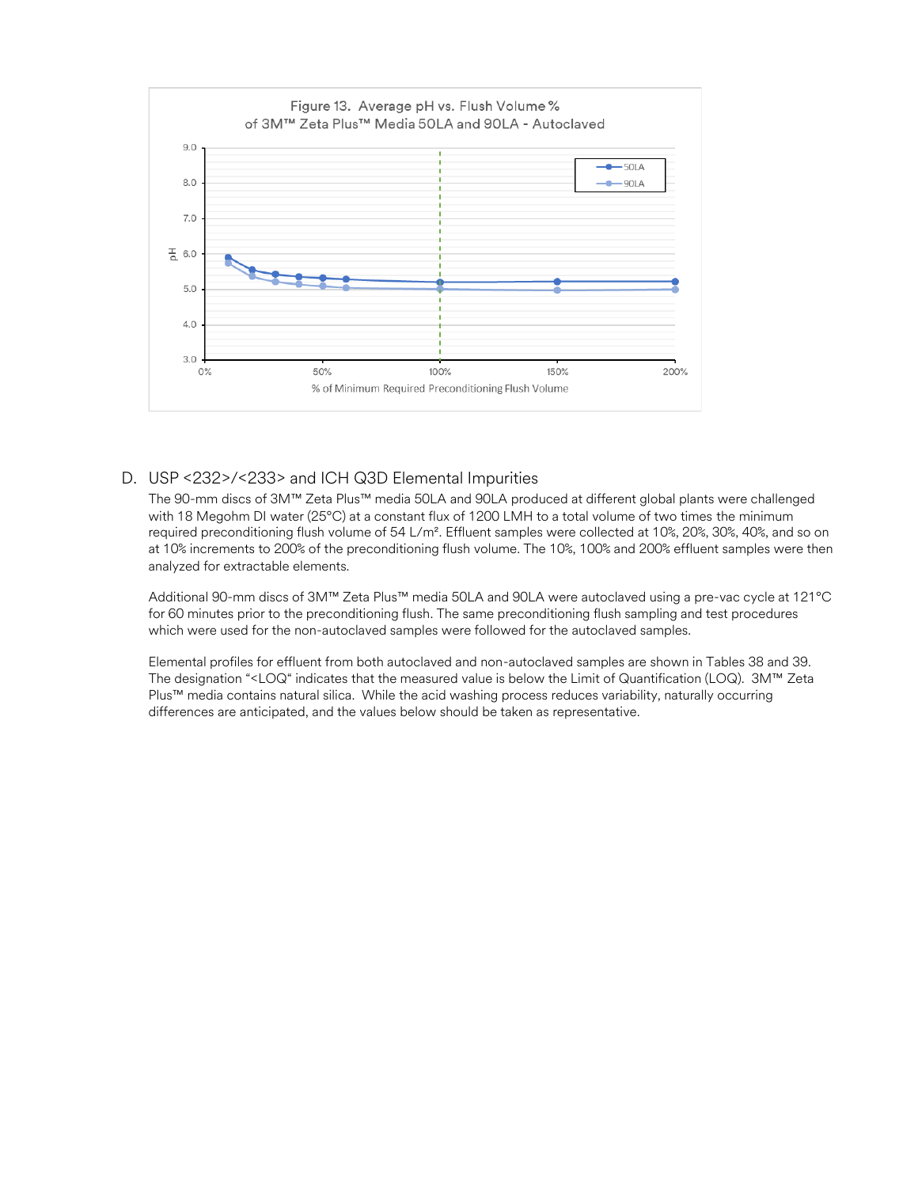Figure 13. Average pH vs. Flush Volume % of 3M™ Zeta Plus™ Media 50LA and 90LA - Autoclaved

D. USP <232>/<233> and ICH Q3D Elemental Impurities

The 90-mm discs of 3M™ Zeta Plus™ media 50LA and 90LA produced at different global plants were challenged with 18 Megohm DI water (25°C) at a constant flux of 1200 LMH to a total volume of two times the minimum required preconditioning flush volume of 54 L/m². Effluent samples were collected at 10%, 20%, 30%, 40%, and so on at 10% increments to 200% of the preconditioning flush volume. The 10%, 100% and 200% effluent samples were then analyzed for extractable elements.

Additional 90-mm discs of 3M™ Zeta Plus™ media 50LA and 90LA were autoclaved using a pre-vac cycle at 121°C for 60 minutes prior to the preconditioning flush. The same preconditioning flush sampling and test procedures which were used for the non-autoclaved samples were followed for the autoclaved samples.

Elemental profiles for effluent from both autoclaved and non-autoclaved samples are shown in Tables 38 and 39. The designation "<LOQ" indicates that the measured value is below the Limit of Quantification (LOQ). 3M™ Zeta Plus™ media contains natural silica. While the acid washing process reduces variability, naturally occurring differences are anticipated, and the values below should be taken as representative.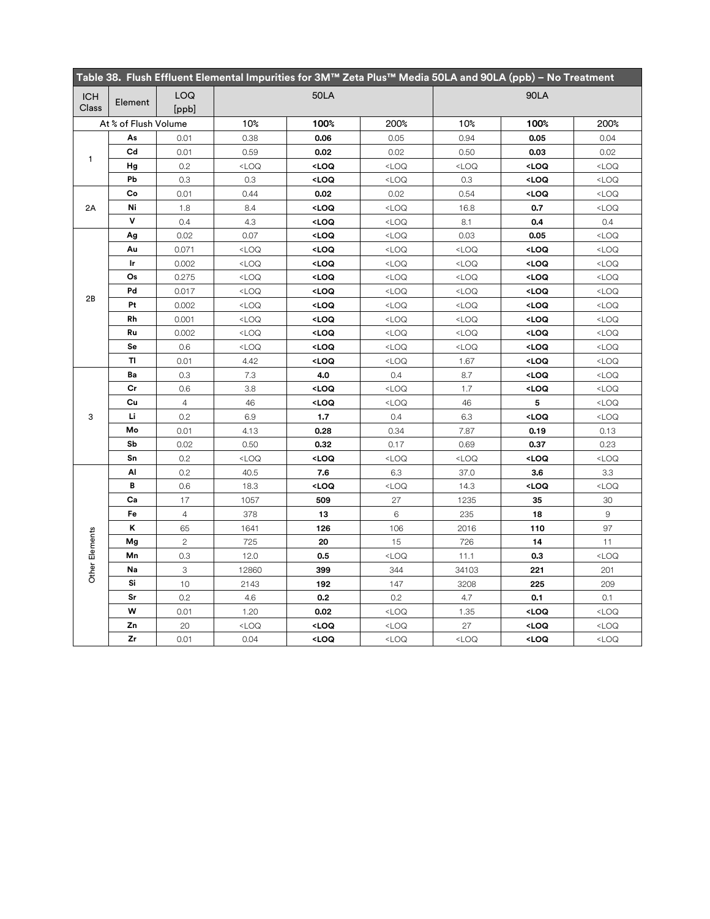**Table 38. Flush Effluent Elemental Impurities for 3M™ Zeta Plus™ Media 50LA and 90LA (ppb) – No Treatment**

| ICH Class | Element | LOQ [ppb] | 50LA | | | 90LA | | |
|---|---|---|---|---|---|---|---|---|
| At % of Flush Volume | | | 10% | **100%** | 200% | 10% | **100%** | 200% |
| 1 | As | 0.01 | 0.38 | **0.06** | 0.05 | 0.94 | **0.05** | 0.04 |
| | Cd | 0.01 | 0.59 | **0.02** | 0.02 | 0.50 | **0.03** | 0.02 |
| | Hg | 0.2 | <LOQ | **<LOQ** | <LOQ | <LOQ | **<LOQ** | <LOQ |
| | Pb | 0.3 | 0.3 | **<LOQ** | <LOQ | 0.3 | **<LOQ** | <LOQ |
| 2A | Co | 0.01 | 0.44 | **0.02** | 0.02 | 0.54 | **<LOQ** | <LOQ |
| | Ni | 1.8 | 8.4 | **<LOQ** | <LOQ | 16.8 | **0.7** | <LOQ |
| | V | 0.4 | 4.3 | **<LOQ** | <LOQ | 8.1 | **0.4** | 0.4 |
| 2B | Ag | 0.02 | 0.07 | **<LOQ** | <LOQ | 0.03 | **0.05** | <LOQ |
| | Au | 0.071 | <LOQ | **<LOQ** | <LOQ | <LOQ | **<LOQ** | <LOQ |
| | Ir | 0.002 | <LOQ | **<LOQ** | <LOQ | <LOQ | **<LOQ** | <LOQ |
| | Os | 0.275 | <LOQ | **<LOQ** | <LOQ | <LOQ | **<LOQ** | <LOQ |
| | Pd | 0.017 | <LOQ | **<LOQ** | <LOQ | <LOQ | **<LOQ** | <LOQ |
| | Pt | 0.002 | <LOQ | **<LOQ** | <LOQ | <LOQ | **<LOQ** | <LOQ |
| | Rh | 0.001 | <LOQ | **<LOQ** | <LOQ | <LOQ | **<LOQ** | <LOQ |
| | Ru | 0.002 | <LOQ | **<LOQ** | <LOQ | <LOQ | **<LOQ** | <LOQ |
| | Se | 0.6 | <LOQ | **<LOQ** | <LOQ | <LOQ | **<LOQ** | <LOQ |
| | Tl | 0.01 | 4.42 | **<LOQ** | <LOQ | 1.67 | **<LOQ** | <LOQ |
| 3 | Ba | 0.3 | 7.3 | **4.0** | 0.4 | 8.7 | **<LOQ** | <LOQ |
| | Cr | 0.6 | 3.8 | **<LOQ** | <LOQ | 1.7 | **<LOQ** | <LOQ |
| | Cu | 4 | 46 | **<LOQ** | <LOQ | 46 | **5** | <LOQ |
| | Li | 0.2 | 6.9 | **1.7** | 0.4 | 6.3 | **<LOQ** | <LOQ |
| | Mo | 0.01 | 4.13 | **0.28** | 0.34 | 7.87 | **0.19** | 0.13 |
| | Sb | 0.02 | 0.50 | **0.32** | 0.17 | 0.69 | **0.37** | 0.23 |
| | Sn | 0.2 | <LOQ | **<LOQ** | <LOQ | <LOQ | **<LOQ** | <LOQ |
| Other Elements | Al | 0.2 | 40.5 | **7.6** | 6.3 | 37.0 | **3.6** | 3.3 |
| | B | 0.6 | 18.3 | **<LOQ** | <LOQ | 14.3 | **<LOQ** | <LOQ |
| | Ca | 17 | 1057 | **509** | 27 | 1235 | **35** | 30 |
| | Fe | 4 | 378 | **13** | 6 | 235 | **18** | 9 |
| | K | 65 | 1641 | **126** | 106 | 2016 | **110** | 97 |
| | Mg | 2 | 725 | **20** | 15 | 726 | **14** | 11 |
| | Mn | 0.3 | 12.0 | **0.5** | <LOQ | 11.1 | **0.3** | <LOQ |
| | Na | 3 | 12860 | **399** | 344 | 34103 | **221** | 201 |
| | Si | 10 | 2143 | **192** | 147 | 3208 | **225** | 209 |
| | Sr | 0.2 | 4.6 | **0.2** | 0.2 | 4.7 | **0.1** | 0.1 |
| | W | 0.01 | 1.20 | **0.02** | <LOQ | 1.35 | **<LOQ** | <LOQ |
| | Zn | 20 | <LOQ | **<LOQ** | <LOQ | 27 | **<LOQ** | <LOQ |
| | Zr | 0.01 | 0.04 | **<LOQ** | <LOQ | <LOQ | **<LOQ** | <LOQ |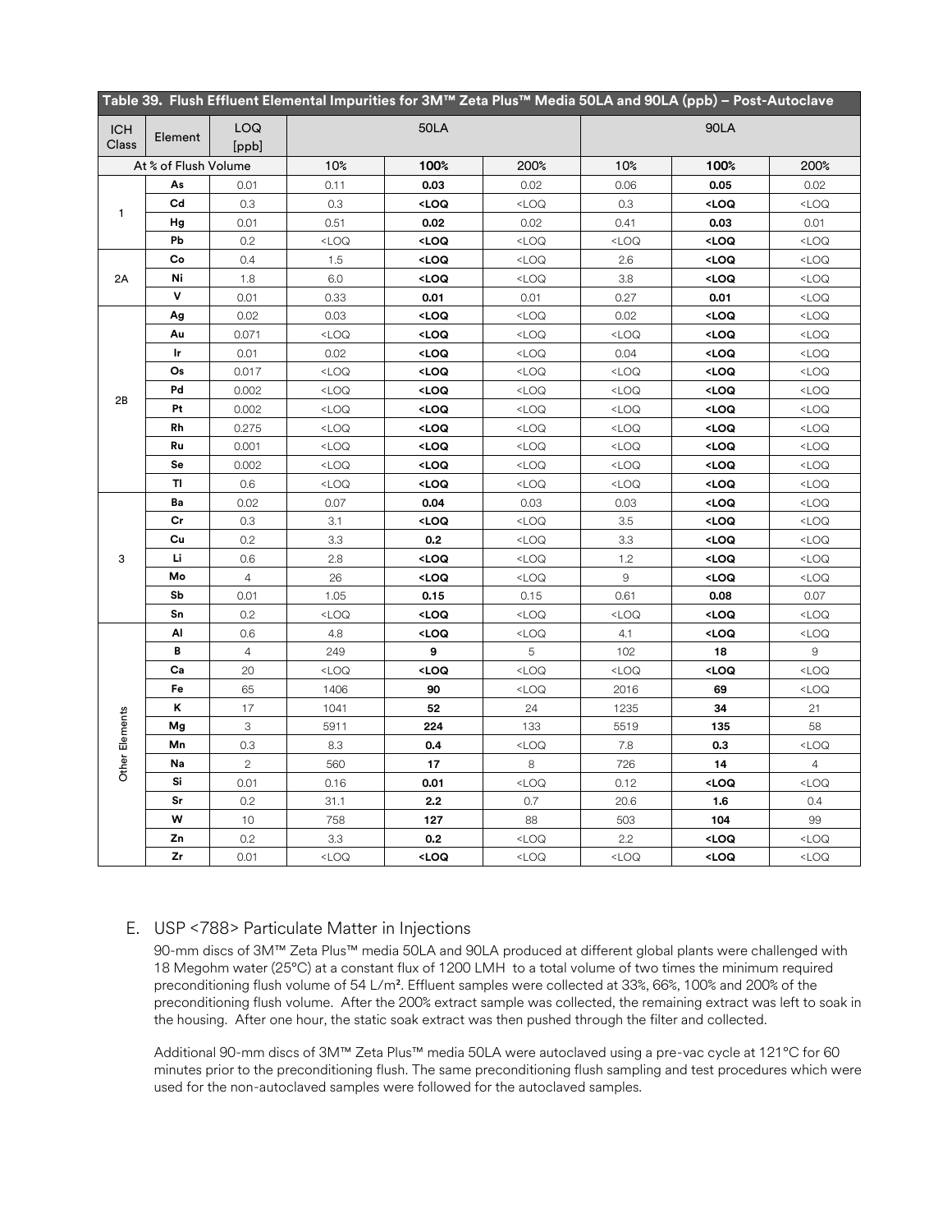**Table 39. Flush Effluent Elemental Impurities for 3M™ Zeta Plus™ Media 50LA and 90LA (ppb) – Post-Autoclave**

| ICH Class | Element | LOQ [ppb] | 50LA | | | 90LA | | |
|---|---|---|---|---|---|---|---|---|
| At % of Flush Volume | | | 10% | **100%** | 200% | 10% | **100%** | 200% |
| 1 | **As** | 0.01 | 0.11 | **0.03** | 0.02 | 0.06 | **0.05** | 0.02 |
| | **Cd** | 0.3 | 0.3 | **<LOQ** | <LOQ | 0.3 | **<LOQ** | <LOQ |
| | **Hg** | 0.01 | 0.51 | **0.02** | 0.02 | 0.41 | **0.03** | 0.01 |
| | **Pb** | 0.2 | <LOQ | **<LOQ** | <LOQ | <LOQ | **<LOQ** | <LOQ |
| 2A | **Co** | 0.4 | 1.5 | **<LOQ** | <LOQ | 2.6 | **<LOQ** | <LOQ |
| | **Ni** | 1.8 | 6.0 | **<LOQ** | <LOQ | 3.8 | **<LOQ** | <LOQ |
| | **V** | 0.01 | 0.33 | **0.01** | 0.01 | 0.27 | **0.01** | <LOQ |
| 2B | **Ag** | 0.02 | 0.03 | **<LOQ** | <LOQ | 0.02 | **<LOQ** | <LOQ |
| | **Au** | 0.071 | <LOQ | **<LOQ** | <LOQ | <LOQ | **<LOQ** | <LOQ |
| | **Ir** | 0.01 | 0.02 | **<LOQ** | <LOQ | 0.04 | **<LOQ** | <LOQ |
| | **Os** | 0.017 | <LOQ | **<LOQ** | <LOQ | <LOQ | **<LOQ** | <LOQ |
| | **Pd** | 0.002 | <LOQ | **<LOQ** | <LOQ | <LOQ | **<LOQ** | <LOQ |
| | **Pt** | 0.002 | <LOQ | **<LOQ** | <LOQ | <LOQ | **<LOQ** | <LOQ |
| | **Rh** | 0.275 | <LOQ | **<LOQ** | <LOQ | <LOQ | **<LOQ** | <LOQ |
| | **Ru** | 0.001 | <LOQ | **<LOQ** | <LOQ | <LOQ | **<LOQ** | <LOQ |
| | **Se** | 0.002 | <LOQ | **<LOQ** | <LOQ | <LOQ | **<LOQ** | <LOQ |
| | **Tl** | 0.6 | <LOQ | **<LOQ** | <LOQ | <LOQ | **<LOQ** | <LOQ |
| 3 | **Ba** | 0.02 | 0.07 | **0.04** | 0.03 | 0.03 | **<LOQ** | <LOQ |
| | **Cr** | 0.3 | 3.1 | **<LOQ** | <LOQ | 3.5 | **<LOQ** | <LOQ |
| | **Cu** | 0.2 | 3.3 | **0.2** | <LOQ | 3.3 | **<LOQ** | <LOQ |
| | **Li** | 0.6 | 2.8 | **<LOQ** | <LOQ | 1.2 | **<LOQ** | <LOQ |
| | **Mo** | 4 | 26 | **<LOQ** | <LOQ | 9 | **<LOQ** | <LOQ |
| | **Sb** | 0.01 | 1.05 | **0.15** | 0.15 | 0.61 | **0.08** | 0.07 |
| | **Sn** | 0.2 | <LOQ | **<LOQ** | <LOQ | <LOQ | **<LOQ** | <LOQ |
| Other Elements | **Al** | 0.6 | 4.8 | **<LOQ** | <LOQ | 4.1 | **<LOQ** | <LOQ |
| | **B** | 4 | 249 | **9** | 5 | 102 | **18** | 9 |
| | **Ca** | 20 | <LOQ | **<LOQ** | <LOQ | <LOQ | **<LOQ** | <LOQ |
| | **Fe** | 65 | 1406 | **90** | <LOQ | 2016 | **69** | <LOQ |
| | **K** | 17 | 1041 | **52** | 24 | 1235 | **34** | 21 |
| | **Mg** | 3 | 5911 | **224** | 133 | 5519 | **135** | 58 |
| | **Mn** | 0.3 | 8.3 | **0.4** | <LOQ | 7.8 | **0.3** | <LOQ |
| | **Na** | 2 | 560 | **17** | 8 | 726 | **14** | 4 |
| | **Si** | 0.01 | 0.16 | **0.01** | <LOQ | 0.12 | **<LOQ** | <LOQ |
| | **Sr** | 0.2 | 31.1 | **2.2** | 0.7 | 20.6 | **1.6** | 0.4 |
| | **W** | 10 | 758 | **127** | 88 | 503 | **104** | 99 |
| | **Zn** | 0.2 | 3.3 | **0.2** | <LOQ | 2.2 | **<LOQ** | <LOQ |
| | **Zr** | 0.01 | <LOQ | **<LOQ** | <LOQ | <LOQ | **<LOQ** | <LOQ |

## E. USP <788> Particulate Matter in Injections

90-mm discs of 3M™ Zeta Plus™ media 50LA and 90LA produced at different global plants were challenged with 18 Megohm water (25°C) at a constant flux of 1200 LMH to a total volume of two times the minimum required preconditioning flush volume of 54 L/m². Effluent samples were collected at 33%, 66%, 100% and 200% of the preconditioning flush volume. After the 200% extract sample was collected, the remaining extract was left to soak in the housing. After one hour, the static soak extract was then pushed through the filter and collected.

Additional 90-mm discs of 3M™ Zeta Plus™ media 50LA were autoclaved using a pre-vac cycle at 121°C for 60 minutes prior to the preconditioning flush. The same preconditioning flush sampling and test procedures which were used for the non-autoclaved samples were followed for the autoclaved samples.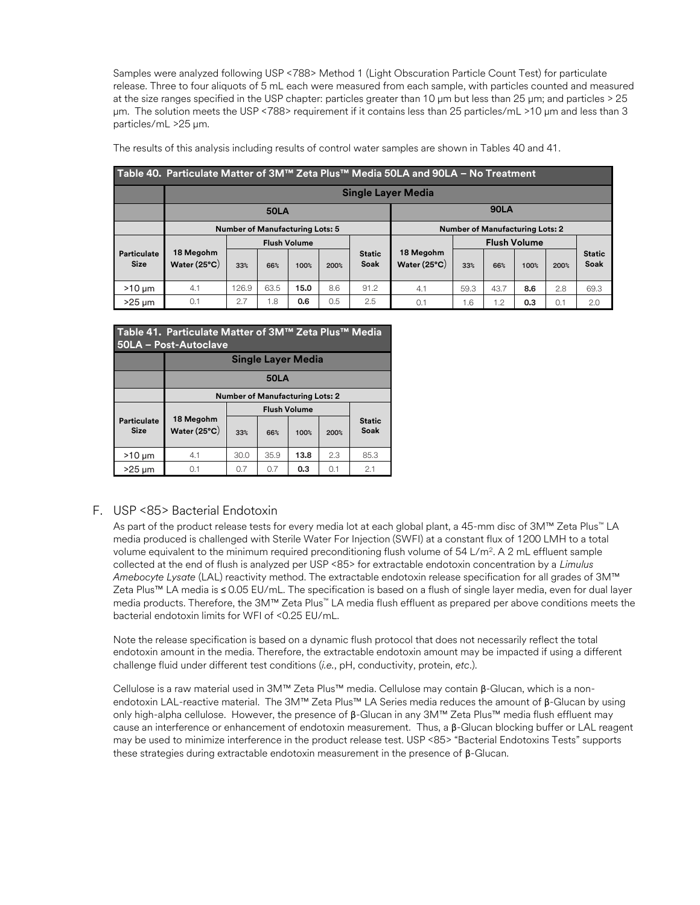Samples were analyzed following USP <788> Method 1 (Light Obscuration Particle Count Test) for particulate release. Three to four aliquots of 5 mL each were measured from each sample, with particles counted and measured at the size ranges specified in the USP chapter: particles greater than 10 µm but less than 25 µm; and particles > 25 µm. The solution meets the USP <788> requirement if it contains less than 25 particles/mL >10 µm and less than 3 particles/mL >25 µm.

The results of this analysis including results of control water samples are shown in Tables 40 and 41.

**Table 40. Particulate Matter of 3M™ Zeta Plus™ Media 50LA and 90LA – No Treatment**

| | Single Layer Media | | | | | | | | | | | |
|---|---|---|---|---|---|---|---|---|---|---|---|---|
| | 50LA | | | | | | 90LA | | | | | |
| | Number of Manufacturing Lots: 5 | | | | | | Number of Manufacturing Lots: 2 | | | | | |
| Particulate Size | 18 Megohm Water (25°C) | Flush Volume 33% | 66% | 100% | 200% | Static Soak | 18 Megohm Water (25°C) | Flush Volume 33% | 66% | 100% | 200% | Static Soak |
| >10 µm | 4.1 | 126.9 | 63.5 | **15.0** | 8.6 | 91.2 | 4.1 | 59.3 | 43.7 | **8.6** | 2.8 | 69.3 |
| >25 µm | 0.1 | 2.7 | 1.8 | **0.6** | 0.5 | 2.5 | 0.1 | 1.6 | 1.2 | **0.3** | 0.1 | 2.0 |

**Table 41. Particulate Matter of 3M™ Zeta Plus™ Media 50LA – Post-Autoclave**

| | Single Layer Media | | | | | |
|---|---|---|---|---|---|---|
| | 50LA | | | | | |
| | Number of Manufacturing Lots: 2 | | | | | |
| Particulate Size | 18 Megohm Water (25°C) | Flush Volume 33% | 66% | 100% | 200% | Static Soak |
| >10 µm | 4.1 | 30.0 | 35.9 | **13.8** | 2.3 | 85.3 |
| >25 µm | 0.1 | 0.7 | 0.7 | **0.3** | 0.1 | 2.1 |

## F. USP <85> Bacterial Endotoxin

As part of the product release tests for every media lot at each global plant, a 45-mm disc of 3M™ Zeta Plus™ LA media produced is challenged with Sterile Water For Injection (SWFI) at a constant flux of 1200 LMH to a total volume equivalent to the minimum required preconditioning flush volume of 54 L/m$^2$. A 2 mL effluent sample collected at the end of flush is analyzed per USP <85> for extractable endotoxin concentration by a *Limulus Amebocyte Lysate* (LAL) reactivity method. The extractable endotoxin release specification for all grades of 3M™ Zeta Plus™ LA media is ≤ 0.05 EU/mL. The specification is based on a flush of single layer media, even for dual layer media products. Therefore, the 3M™ Zeta Plus™ LA media flush effluent as prepared per above conditions meets the bacterial endotoxin limits for WFI of <0.25 EU/mL.

Note the release specification is based on a dynamic flush protocol that does not necessarily reflect the total endotoxin amount in the media. Therefore, the extractable endotoxin amount may be impacted if using a different challenge fluid under different test conditions (*i.e.*, pH, conductivity, protein, *etc*.).

Cellulose is a raw material used in 3M™ Zeta Plus™ media. Cellulose may contain β-Glucan, which is a non-endotoxin LAL-reactive material. The 3M™ Zeta Plus™ LA Series media reduces the amount of β-Glucan by using only high-alpha cellulose. However, the presence of β-Glucan in any 3M™ Zeta Plus™ media flush effluent may cause an interference or enhancement of endotoxin measurement. Thus, a β-Glucan blocking buffer or LAL reagent may be used to minimize interference in the product release test. USP <85> "Bacterial Endotoxins Tests" supports these strategies during extractable endotoxin measurement in the presence of β-Glucan.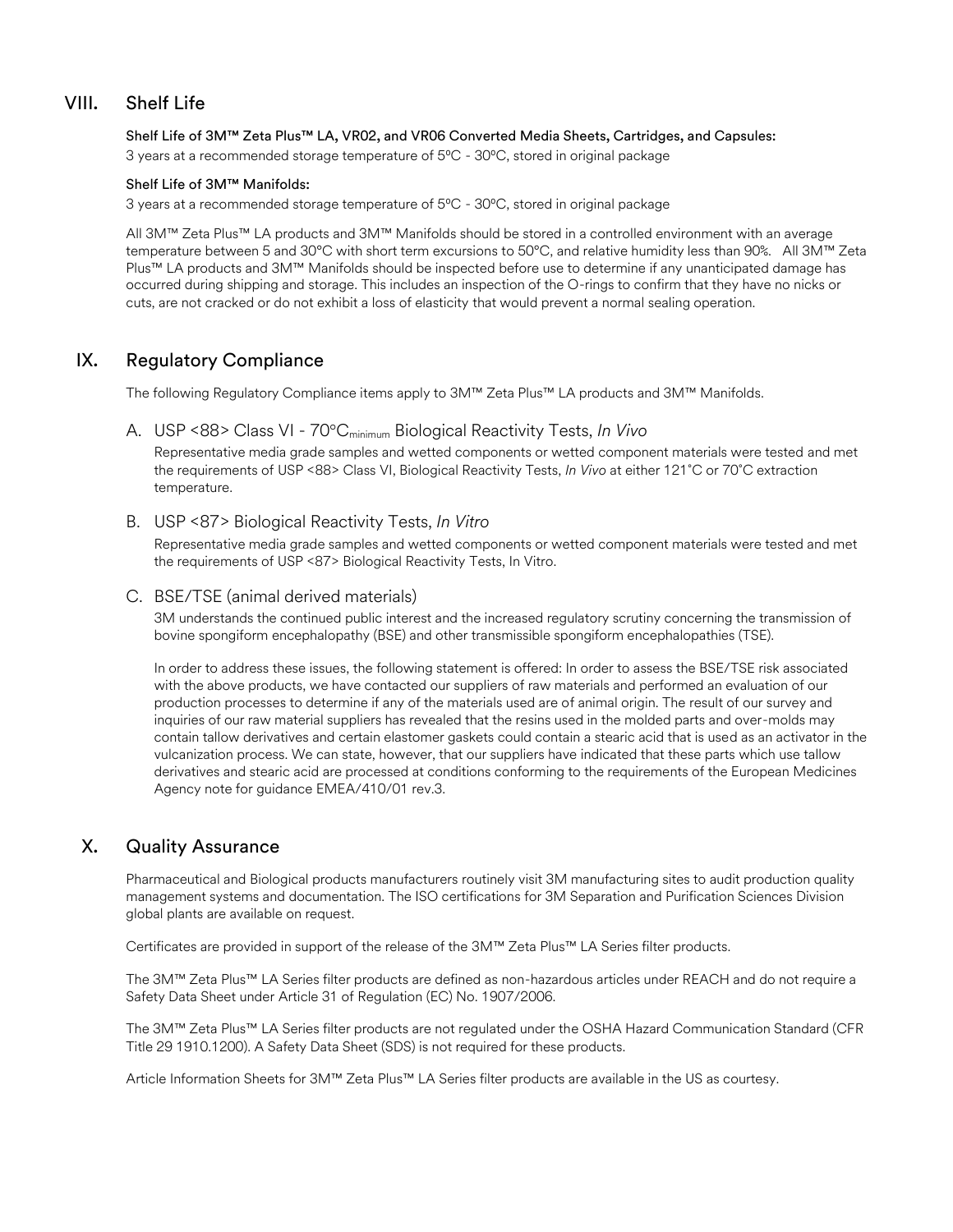## VIII. Shelf Life

**Shelf Life of 3M™ Zeta Plus™ LA, VR02, and VR06 Converted Media Sheets, Cartridges, and Capsules:**

3 years at a recommended storage temperature of 5ºC - 30ºC, stored in original package

**Shelf Life of 3M™ Manifolds:**

3 years at a recommended storage temperature of 5ºC - 30ºC, stored in original package

All 3M™ Zeta Plus™ LA products and 3M™ Manifolds should be stored in a controlled environment with an average temperature between 5 and 30°C with short term excursions to 50°C, and relative humidity less than 90%. All 3M™ Zeta Plus™ LA products and 3M™ Manifolds should be inspected before use to determine if any unanticipated damage has occurred during shipping and storage. This includes an inspection of the O-rings to confirm that they have no nicks or cuts, are not cracked or do not exhibit a loss of elasticity that would prevent a normal sealing operation.

## IX. Regulatory Compliance

The following Regulatory Compliance items apply to 3M™ Zeta Plus™ LA products and 3M™ Manifolds.

### A. USP <88> Class VI - 70°C$_{minimum}$ Biological Reactivity Tests, *In Vivo*

Representative media grade samples and wetted components or wetted component materials were tested and met the requirements of USP <88> Class VI, Biological Reactivity Tests, *In Vivo* at either 121˚C or 70˚C extraction temperature.

### B. USP <87> Biological Reactivity Tests, *In Vitro*

Representative media grade samples and wetted components or wetted component materials were tested and met the requirements of USP <87> Biological Reactivity Tests, In Vitro.

### C. BSE/TSE (animal derived materials)

3M understands the continued public interest and the increased regulatory scrutiny concerning the transmission of bovine spongiform encephalopathy (BSE) and other transmissible spongiform encephalopathies (TSE).

In order to address these issues, the following statement is offered: In order to assess the BSE/TSE risk associated with the above products, we have contacted our suppliers of raw materials and performed an evaluation of our production processes to determine if any of the materials used are of animal origin. The result of our survey and inquiries of our raw material suppliers has revealed that the resins used in the molded parts and over-molds may contain tallow derivatives and certain elastomer gaskets could contain a stearic acid that is used as an activator in the vulcanization process. We can state, however, that our suppliers have indicated that these parts which use tallow derivatives and stearic acid are processed at conditions conforming to the requirements of the European Medicines Agency note for guidance EMEA/410/01 rev.3.

## X. Quality Assurance

Pharmaceutical and Biological products manufacturers routinely visit 3M manufacturing sites to audit production quality management systems and documentation. The ISO certifications for 3M Separation and Purification Sciences Division global plants are available on request.

Certificates are provided in support of the release of the 3M™ Zeta Plus™ LA Series filter products.

The 3M™ Zeta Plus™ LA Series filter products are defined as non-hazardous articles under REACH and do not require a Safety Data Sheet under Article 31 of Regulation (EC) No. 1907/2006.

The 3M™ Zeta Plus™ LA Series filter products are not regulated under the OSHA Hazard Communication Standard (CFR Title 29 1910.1200). A Safety Data Sheet (SDS) is not required for these products.

Article Information Sheets for 3M™ Zeta Plus™ LA Series filter products are available in the US as courtesy.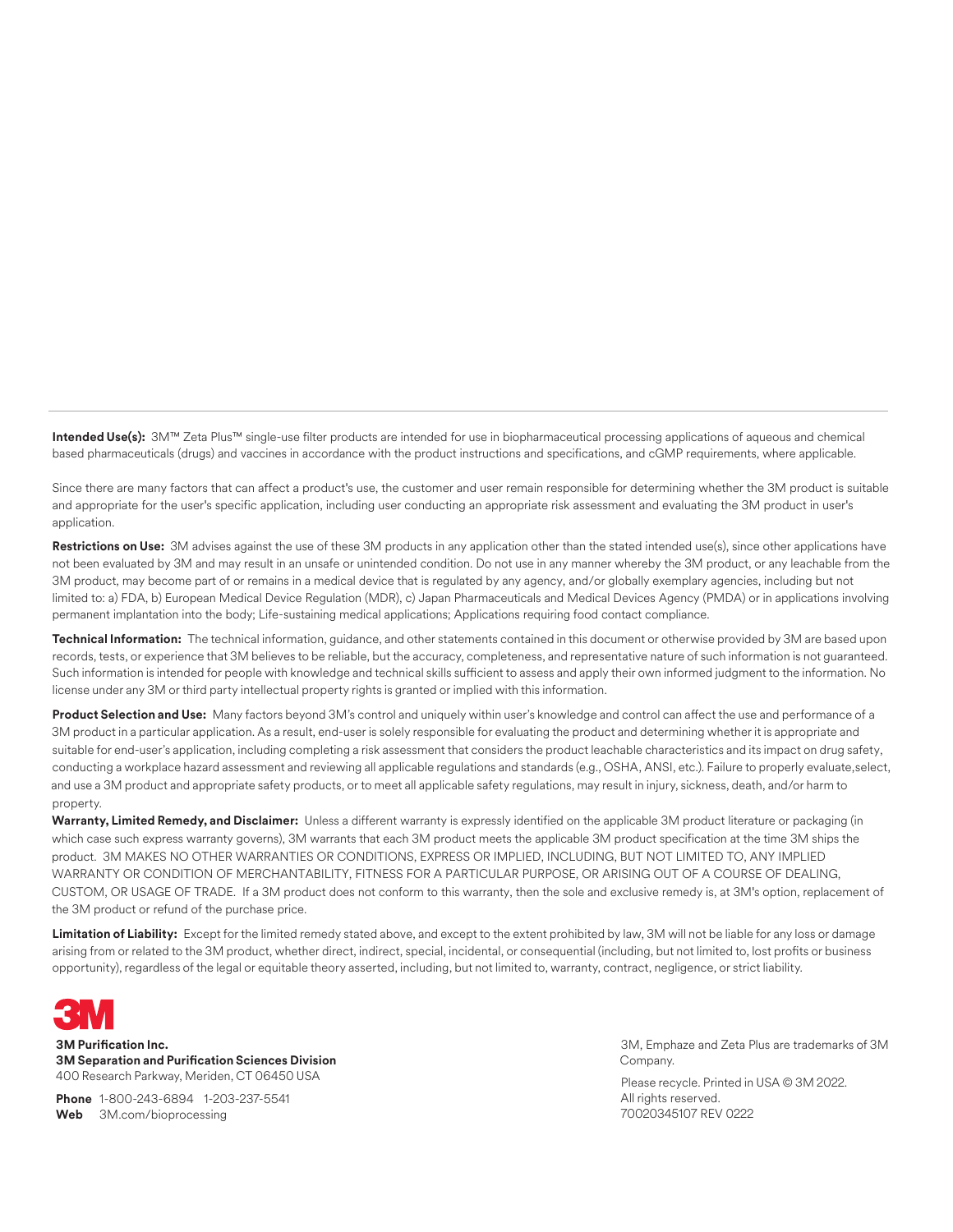**Intended Use(s):** 3M™ Zeta Plus™ single-use filter products are intended for use in biopharmaceutical processing applications of aqueous and chemical based pharmaceuticals (drugs) and vaccines in accordance with the product instructions and specifications, and cGMP requirements, where applicable.

Since there are many factors that can affect a product's use, the customer and user remain responsible for determining whether the 3M product is suitable and appropriate for the user's specific application, including user conducting an appropriate risk assessment and evaluating the 3M product in user's application.

**Restrictions on Use:** 3M advises against the use of these 3M products in any application other than the stated intended use(s), since other applications have not been evaluated by 3M and may result in an unsafe or unintended condition. Do not use in any manner whereby the 3M product, or any leachable from the 3M product, may become part of or remains in a medical device that is regulated by any agency, and/or globally exemplary agencies, including but not limited to: a) FDA, b) European Medical Device Regulation (MDR), c) Japan Pharmaceuticals and Medical Devices Agency (PMDA) or in applications involving permanent implantation into the body; Life-sustaining medical applications; Applications requiring food contact compliance.

**Technical Information:** The technical information, guidance, and other statements contained in this document or otherwise provided by 3M are based upon records, tests, or experience that 3M believes to be reliable, but the accuracy, completeness, and representative nature of such information is not guaranteed. Such information is intended for people with knowledge and technical skills sufficient to assess and apply their own informed judgment to the information. No license under any 3M or third party intellectual property rights is granted or implied with this information.

**Product Selection and Use:** Many factors beyond 3M's control and uniquely within user's knowledge and control can affect the use and performance of a 3M product in a particular application. As a result, end-user is solely responsible for evaluating the product and determining whether it is appropriate and suitable for end-user's application, including completing a risk assessment that considers the product leachable characteristics and its impact on drug safety, conducting a workplace hazard assessment and reviewing all applicable regulations and standards (e.g., OSHA, ANSI, etc.). Failure to properly evaluate,select, and use a 3M product and appropriate safety products, or to meet all applicable safety regulations, may result in injury, sickness, death, and/or harm to property.

**Warranty, Limited Remedy, and Disclaimer:** Unless a different warranty is expressly identified on the applicable 3M product literature or packaging (in which case such express warranty governs), 3M warrants that each 3M product meets the applicable 3M product specification at the time 3M ships the product. 3M MAKES NO OTHER WARRANTIES OR CONDITIONS, EXPRESS OR IMPLIED, INCLUDING, BUT NOT LIMITED TO, ANY IMPLIED WARRANTY OR CONDITION OF MERCHANTABILITY, FITNESS FOR A PARTICULAR PURPOSE, OR ARISING OUT OF A COURSE OF DEALING, CUSTOM, OR USAGE OF TRADE. If a 3M product does not conform to this warranty, then the sole and exclusive remedy is, at 3M's option, replacement of the 3M product or refund of the purchase price.

**Limitation of Liability:** Except for the limited remedy stated above, and except to the extent prohibited by law, 3M will not be liable for any loss or damage arising from or related to the 3M product, whether direct, indirect, special, incidental, or consequential (including, but not limited to, lost profits or business opportunity), regardless of the legal or equitable theory asserted, including, but not limited to, warranty, contract, negligence, or strict liability.

3M

**3M Purification Inc.**
**3M Separation and Purification Sciences Division**
400 Research Parkway, Meriden, CT 06450 USA

**Phone** 1-800-243-6894 1-203-237-5541
**Web** 3M.com/bioprocessing

3M, Emphaze and Zeta Plus are trademarks of 3M Company.

Please recycle. Printed in USA © 3M 2022.
All rights reserved.
70020345107 REV 0222